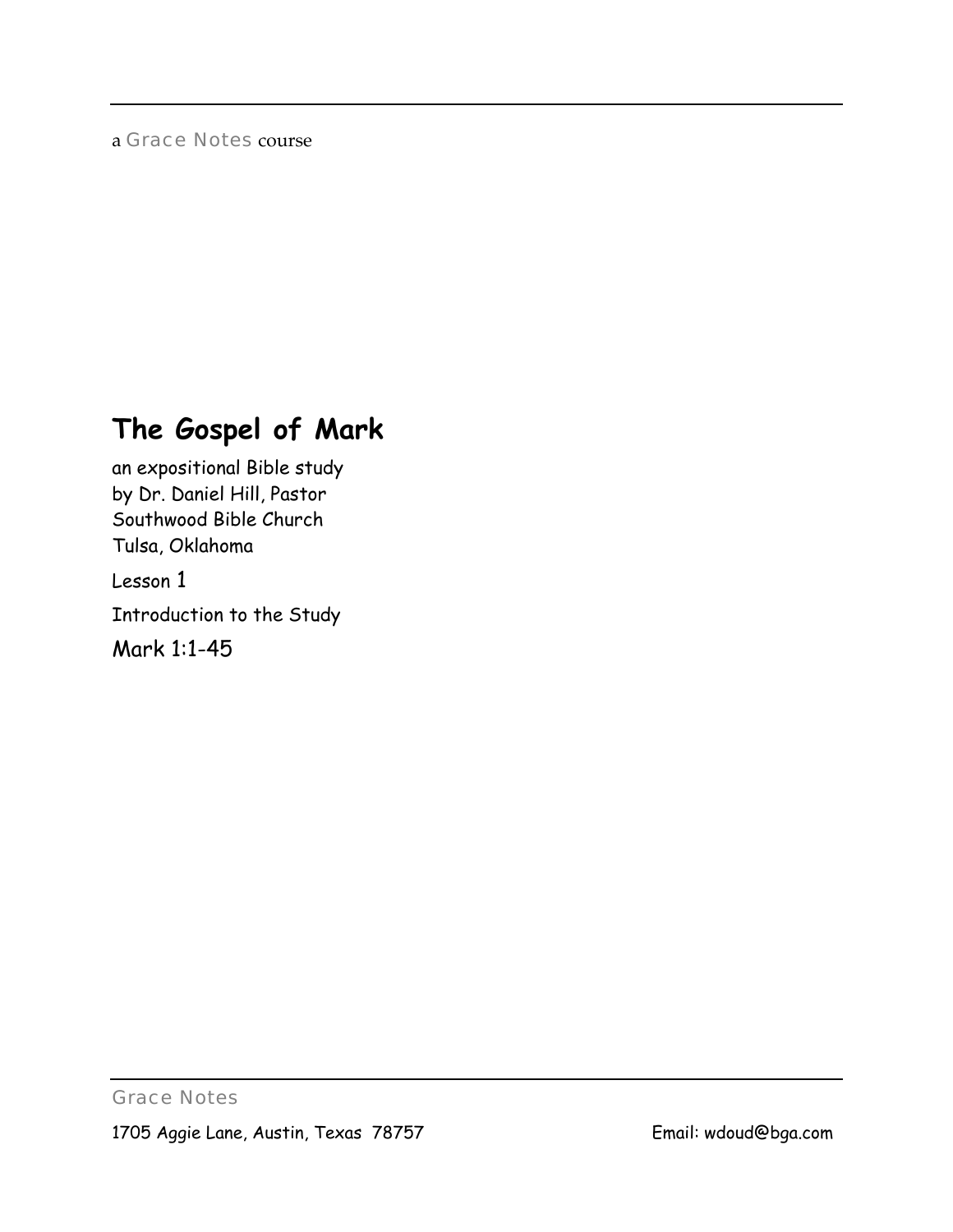a Grace Notes course

# The Gospel of Mark

an expositional Bible study
by Dr. Daniel Hill, Pastor
Southwood Bible Church
Tulsa, Oklahoma

Lesson 1

Introduction to the Study

Mark 1:1-45

Grace Notes

1705 Aggie Lane, Austin, Texas 78757

Email: wdoud@bga.com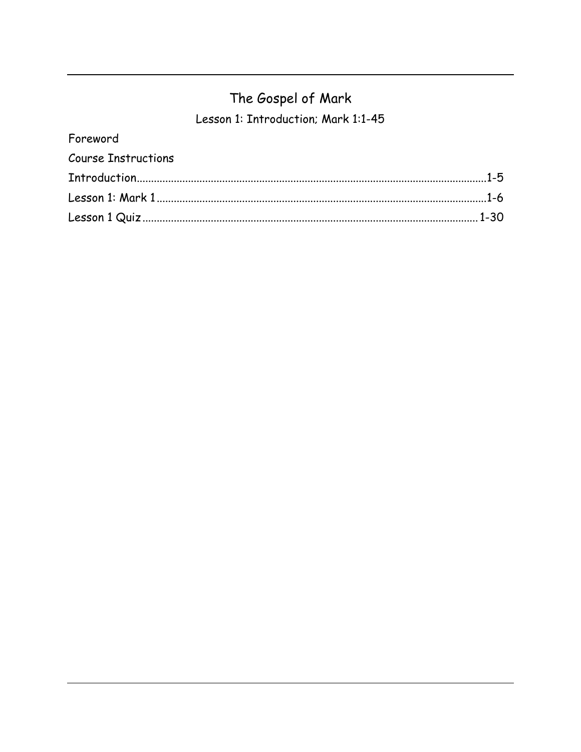# The Gospel of Mark

## Lesson 1: Introduction; Mark 1:1-45

Foreword

Course Instructions

Introduction....................................................................................................................1-5

Lesson 1: Mark 1............................................................................................................1-6

Lesson 1 Quiz...............................................................................................................1-30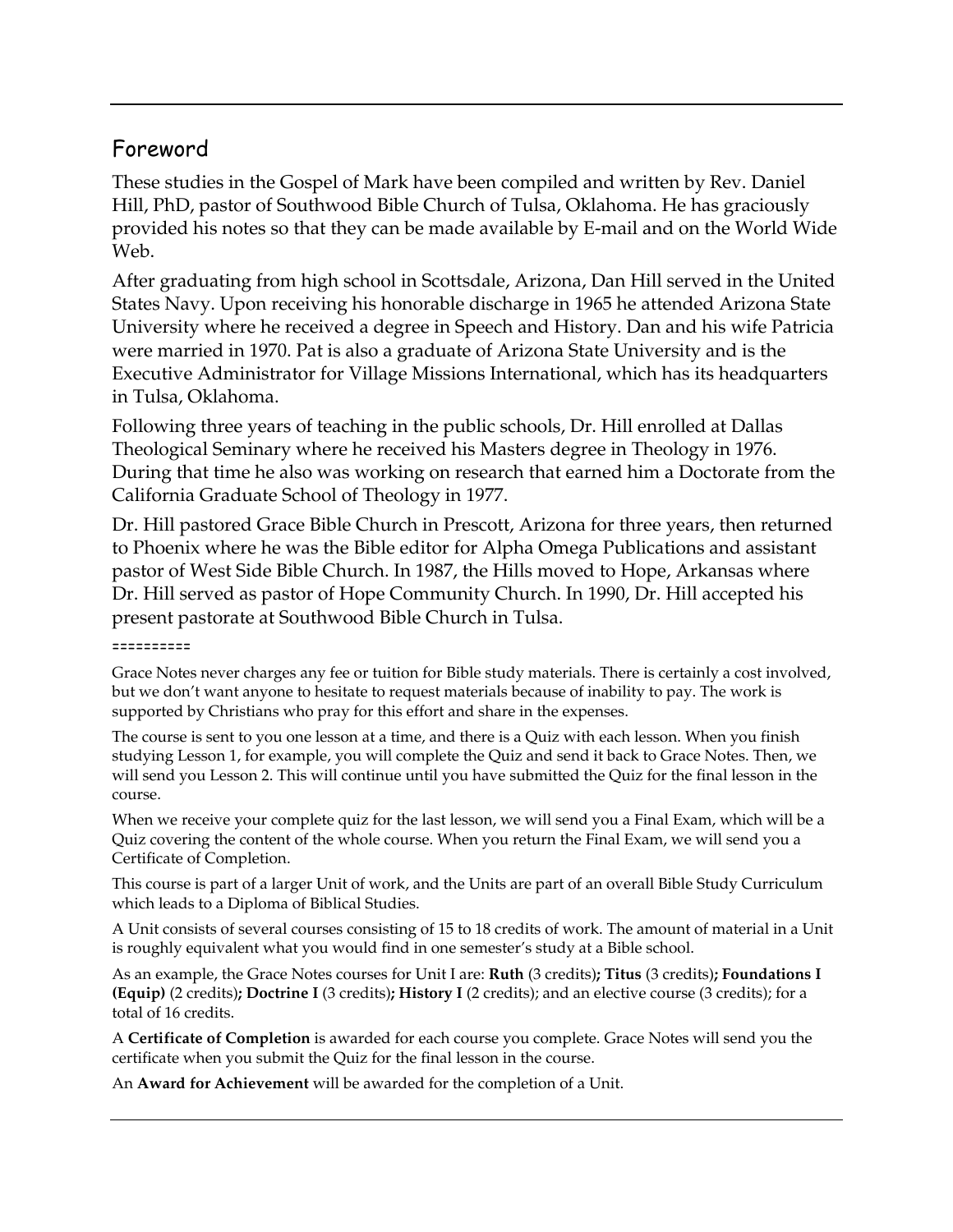## Foreword

These studies in the Gospel of Mark have been compiled and written by Rev. Daniel Hill, PhD, pastor of Southwood Bible Church of Tulsa, Oklahoma. He has graciously provided his notes so that they can be made available by E-mail and on the World Wide Web.

After graduating from high school in Scottsdale, Arizona, Dan Hill served in the United States Navy. Upon receiving his honorable discharge in 1965 he attended Arizona State University where he received a degree in Speech and History. Dan and his wife Patricia were married in 1970. Pat is also a graduate of Arizona State University and is the Executive Administrator for Village Missions International, which has its headquarters in Tulsa, Oklahoma.

Following three years of teaching in the public schools, Dr. Hill enrolled at Dallas Theological Seminary where he received his Masters degree in Theology in 1976. During that time he also was working on research that earned him a Doctorate from the California Graduate School of Theology in 1977.

Dr. Hill pastored Grace Bible Church in Prescott, Arizona for three years, then returned to Phoenix where he was the Bible editor for Alpha Omega Publications and assistant pastor of West Side Bible Church. In 1987, the Hills moved to Hope, Arkansas where Dr. Hill served as pastor of Hope Community Church. In 1990, Dr. Hill accepted his present pastorate at Southwood Bible Church in Tulsa.

==========

Grace Notes never charges any fee or tuition for Bible study materials. There is certainly a cost involved, but we don't want anyone to hesitate to request materials because of inability to pay. The work is supported by Christians who pray for this effort and share in the expenses.

The course is sent to you one lesson at a time, and there is a Quiz with each lesson. When you finish studying Lesson 1, for example, you will complete the Quiz and send it back to Grace Notes. Then, we will send you Lesson 2. This will continue until you have submitted the Quiz for the final lesson in the course.

When we receive your complete quiz for the last lesson, we will send you a Final Exam, which will be a Quiz covering the content of the whole course. When you return the Final Exam, we will send you a Certificate of Completion.

This course is part of a larger Unit of work, and the Units are part of an overall Bible Study Curriculum which leads to a Diploma of Biblical Studies.

A Unit consists of several courses consisting of 15 to 18 credits of work. The amount of material in a Unit is roughly equivalent what you would find in one semester's study at a Bible school.

As an example, the Grace Notes courses for Unit I are: **Ruth** (3 credits)**; Titus** (3 credits)**; Foundations I (Equip)** (2 credits)**; Doctrine I** (3 credits)**; History I** (2 credits); and an elective course (3 credits); for a total of 16 credits.

A **Certificate of Completion** is awarded for each course you complete. Grace Notes will send you the certificate when you submit the Quiz for the final lesson in the course.

An **Award for Achievement** will be awarded for the completion of a Unit.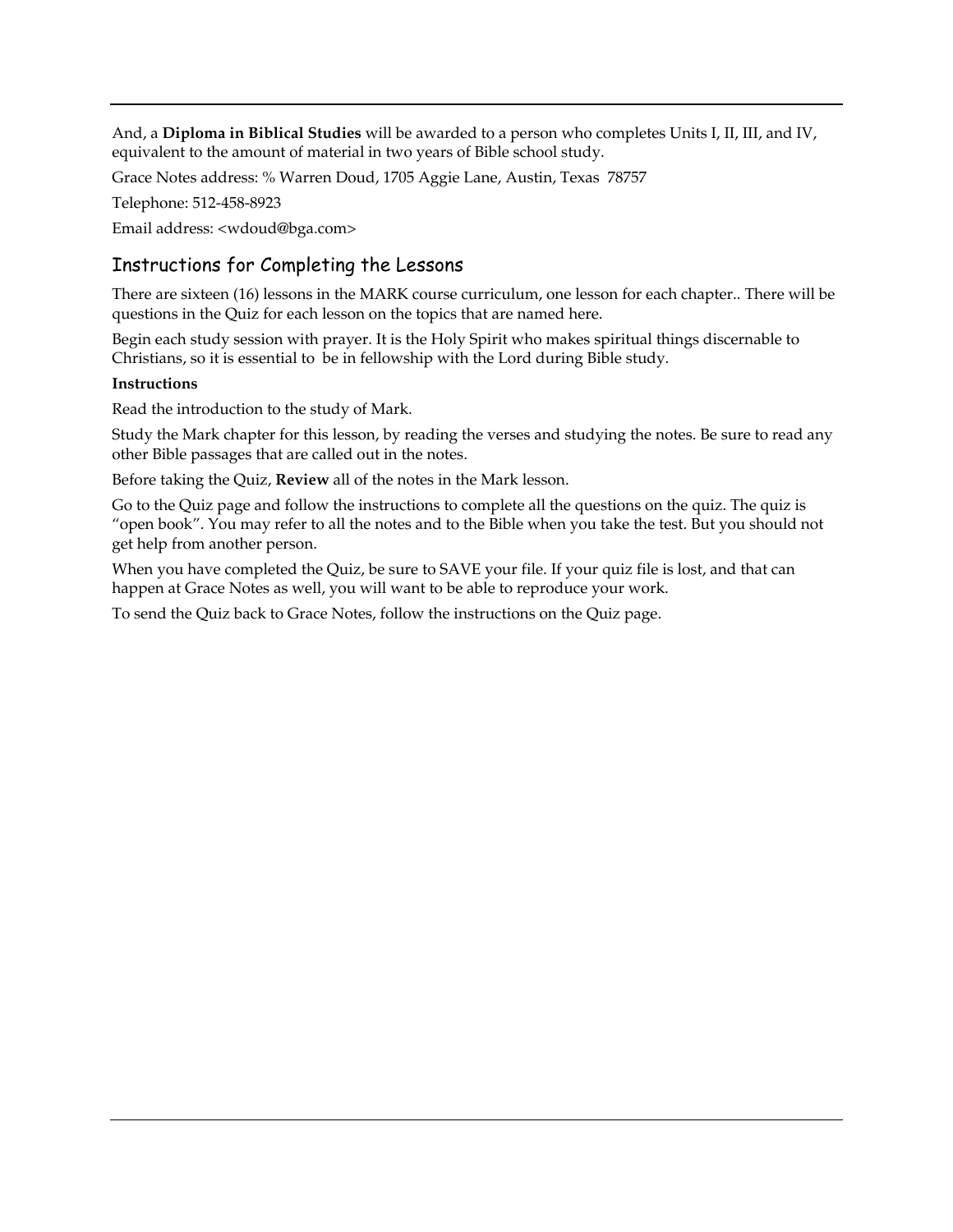And, a **Diploma in Biblical Studies** will be awarded to a person who completes Units I, II, III, and IV, equivalent to the amount of material in two years of Bible school study.

Grace Notes address: % Warren Doud, 1705 Aggie Lane, Austin, Texas 78757

Telephone: 512-458-8923

Email address: <wdoud@bga.com>

## Instructions for Completing the Lessons

There are sixteen (16) lessons in the MARK course curriculum, one lesson for each chapter.. There will be questions in the Quiz for each lesson on the topics that are named here.

Begin each study session with prayer. It is the Holy Spirit who makes spiritual things discernable to Christians, so it is essential to be in fellowship with the Lord during Bible study.

**Instructions**

Read the introduction to the study of Mark.

Study the Mark chapter for this lesson, by reading the verses and studying the notes. Be sure to read any other Bible passages that are called out in the notes.

Before taking the Quiz, **Review** all of the notes in the Mark lesson.

Go to the Quiz page and follow the instructions to complete all the questions on the quiz. The quiz is "open book". You may refer to all the notes and to the Bible when you take the test. But you should not get help from another person.

When you have completed the Quiz, be sure to SAVE your file. If your quiz file is lost, and that can happen at Grace Notes as well, you will want to be able to reproduce your work.

To send the Quiz back to Grace Notes, follow the instructions on the Quiz page.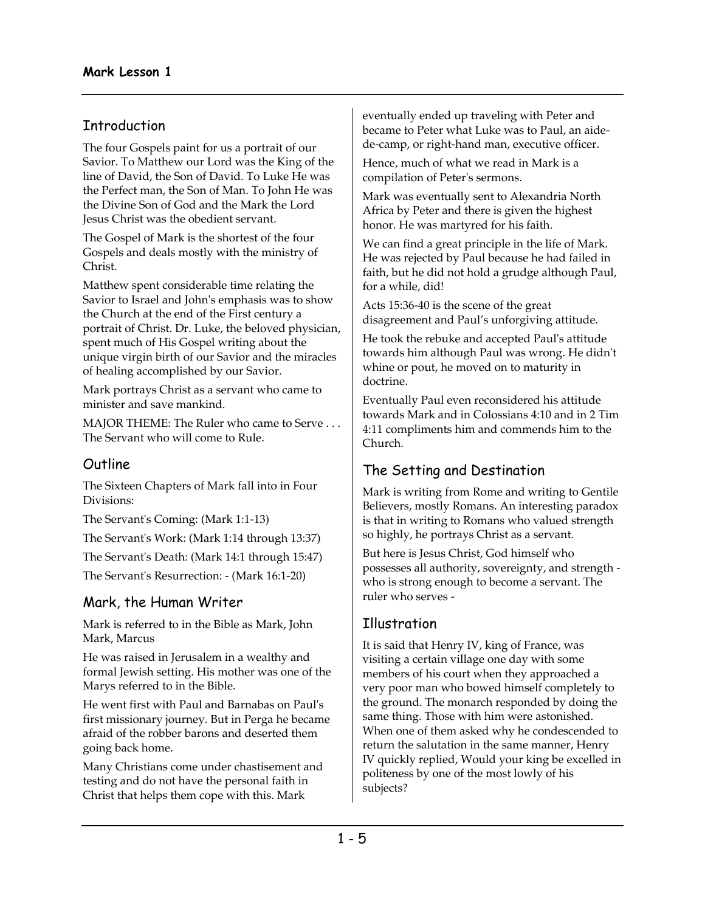## Introduction

The four Gospels paint for us a portrait of our Savior. To Matthew our Lord was the King of the line of David, the Son of David. To Luke He was the Perfect man, the Son of Man. To John He was the Divine Son of God and the Mark the Lord Jesus Christ was the obedient servant.

The Gospel of Mark is the shortest of the four Gospels and deals mostly with the ministry of Christ.

Matthew spent considerable time relating the Savior to Israel and John's emphasis was to show the Church at the end of the First century a portrait of Christ. Dr. Luke, the beloved physician, spent much of His Gospel writing about the unique virgin birth of our Savior and the miracles of healing accomplished by our Savior.

Mark portrays Christ as a servant who came to minister and save mankind.

MAJOR THEME: The Ruler who came to Serve . . . The Servant who will come to Rule.

## Outline

The Sixteen Chapters of Mark fall into in Four Divisions:

The Servant's Coming: (Mark 1:1-13)

The Servant's Work: (Mark 1:14 through 13:37)

The Servant's Death: (Mark 14:1 through 15:47)

The Servant's Resurrection: - (Mark 16:1-20)

## Mark, the Human Writer

Mark is referred to in the Bible as Mark, John Mark, Marcus

He was raised in Jerusalem in a wealthy and formal Jewish setting. His mother was one of the Marys referred to in the Bible.

He went first with Paul and Barnabas on Paul's first missionary journey. But in Perga he became afraid of the robber barons and deserted them going back home.

Many Christians come under chastisement and testing and do not have the personal faith in Christ that helps them cope with this. Mark eventually ended up traveling with Peter and became to Peter what Luke was to Paul, an aide-de-camp, or right-hand man, executive officer.

Hence, much of what we read in Mark is a compilation of Peter's sermons.

Mark was eventually sent to Alexandria North Africa by Peter and there is given the highest honor. He was martyred for his faith.

We can find a great principle in the life of Mark. He was rejected by Paul because he had failed in faith, but he did not hold a grudge although Paul, for a while, did!

Acts 15:36-40 is the scene of the great disagreement and Paul's unforgiving attitude.

He took the rebuke and accepted Paul's attitude towards him although Paul was wrong. He didn't whine or pout, he moved on to maturity in doctrine.

Eventually Paul even reconsidered his attitude towards Mark and in Colossians 4:10 and in 2 Tim 4:11 compliments him and commends him to the Church.

## The Setting and Destination

Mark is writing from Rome and writing to Gentile Believers, mostly Romans. An interesting paradox is that in writing to Romans who valued strength so highly, he portrays Christ as a servant.

But here is Jesus Christ, God himself who possesses all authority, sovereignty, and strength - who is strong enough to become a servant. The ruler who serves -

## Illustration

It is said that Henry IV, king of France, was visiting a certain village one day with some members of his court when they approached a very poor man who bowed himself completely to the ground. The monarch responded by doing the same thing. Those with him were astonished. When one of them asked why he condescended to return the salutation in the same manner, Henry IV quickly replied, Would your king be excelled in politeness by one of the most lowly of his subjects?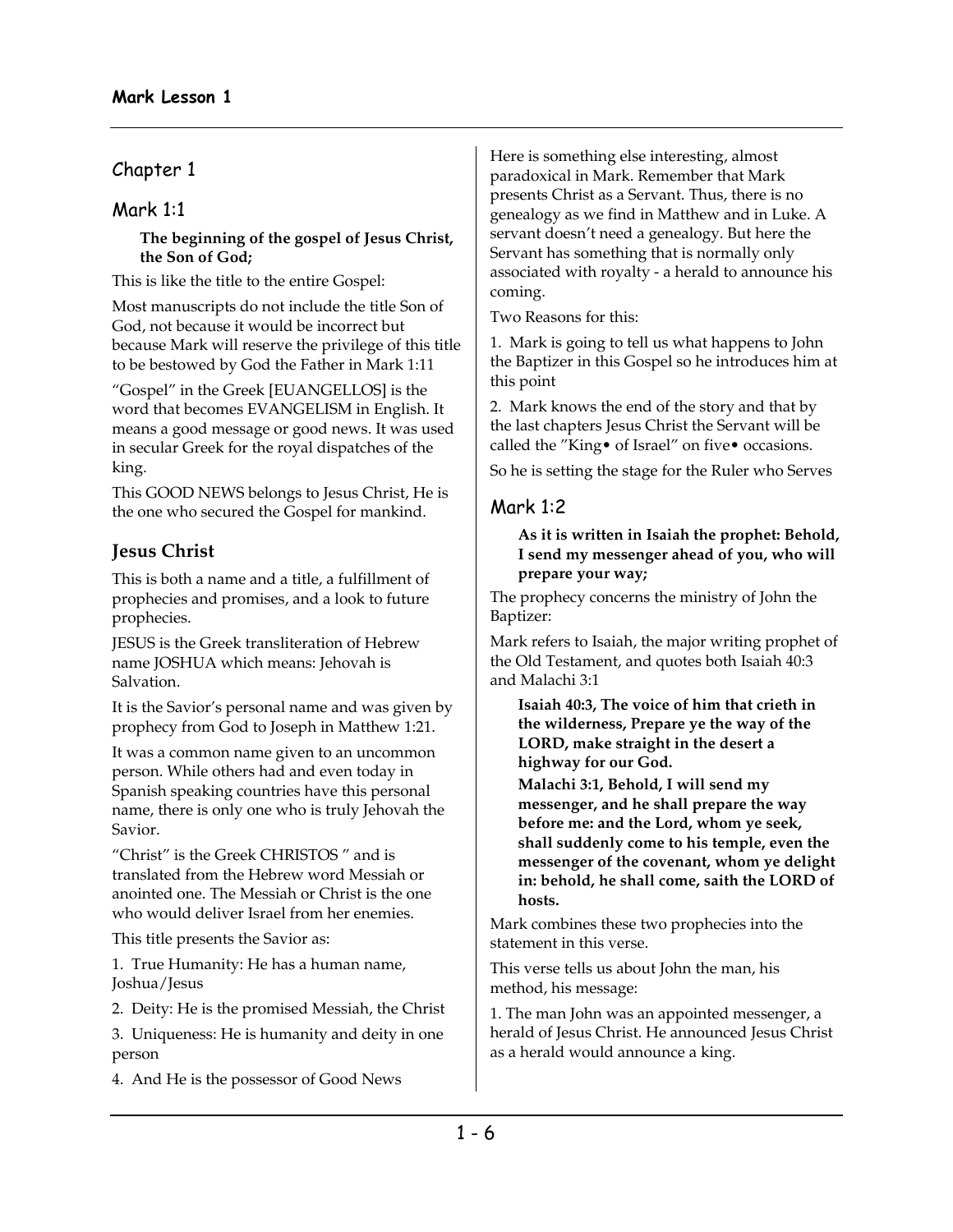## Chapter 1

### Mark 1:1

> **The beginning of the gospel of Jesus Christ, the Son of God;**

This is like the title to the entire Gospel:

Most manuscripts do not include the title Son of God, not because it would be incorrect but because Mark will reserve the privilege of this title to be bestowed by God the Father in Mark 1:11

"Gospel" in the Greek [EUANGELLOS] is the word that becomes EVANGELISM in English. It means a good message or good news. It was used in secular Greek for the royal dispatches of the king.

This GOOD NEWS belongs to Jesus Christ, He is the one who secured the Gospel for mankind.

### Jesus Christ

This is both a name and a title, a fulfillment of prophecies and promises, and a look to future prophecies.

JESUS is the Greek transliteration of Hebrew name JOSHUA which means: Jehovah is Salvation.

It is the Savior's personal name and was given by prophecy from God to Joseph in Matthew 1:21.

It was a common name given to an uncommon person. While others had and even today in Spanish speaking countries have this personal name, there is only one who is truly Jehovah the Savior.

"Christ" is the Greek CHRISTOS " and is translated from the Hebrew word Messiah or anointed one. The Messiah or Christ is the one who would deliver Israel from her enemies.

This title presents the Savior as:

1. True Humanity: He has a human name, Joshua/Jesus
2. Deity: He is the promised Messiah, the Christ
3. Uniqueness: He is humanity and deity in one person
4. And He is the possessor of Good News

Here is something else interesting, almost paradoxical in Mark. Remember that Mark presents Christ as a Servant. Thus, there is no genealogy as we find in Matthew and in Luke. A servant doesn't need a genealogy. But here the Servant has something that is normally only associated with royalty - a herald to announce his coming.

Two Reasons for this:

1. Mark is going to tell us what happens to John the Baptizer in this Gospel so he introduces him at this point
2. Mark knows the end of the story and that by the last chapters Jesus Christ the Servant will be called the "King• of Israel" on five• occasions.

So he is setting the stage for the Ruler who Serves

### Mark 1:2

> **As it is written in Isaiah the prophet: Behold, I send my messenger ahead of you, who will prepare your way;**

The prophecy concerns the ministry of John the Baptizer:

Mark refers to Isaiah, the major writing prophet of the Old Testament, and quotes both Isaiah 40:3 and Malachi 3:1

> **Isaiah 40:3, The voice of him that crieth in the wilderness, Prepare ye the way of the LORD, make straight in the desert a highway for our God.**
>
> **Malachi 3:1, Behold, I will send my messenger, and he shall prepare the way before me: and the Lord, whom ye seek, shall suddenly come to his temple, even the messenger of the covenant, whom ye delight in: behold, he shall come, saith the LORD of hosts.**

Mark combines these two prophecies into the statement in this verse.

This verse tells us about John the man, his method, his message:

1. The man John was an appointed messenger, a herald of Jesus Christ. He announced Jesus Christ as a herald would announce a king.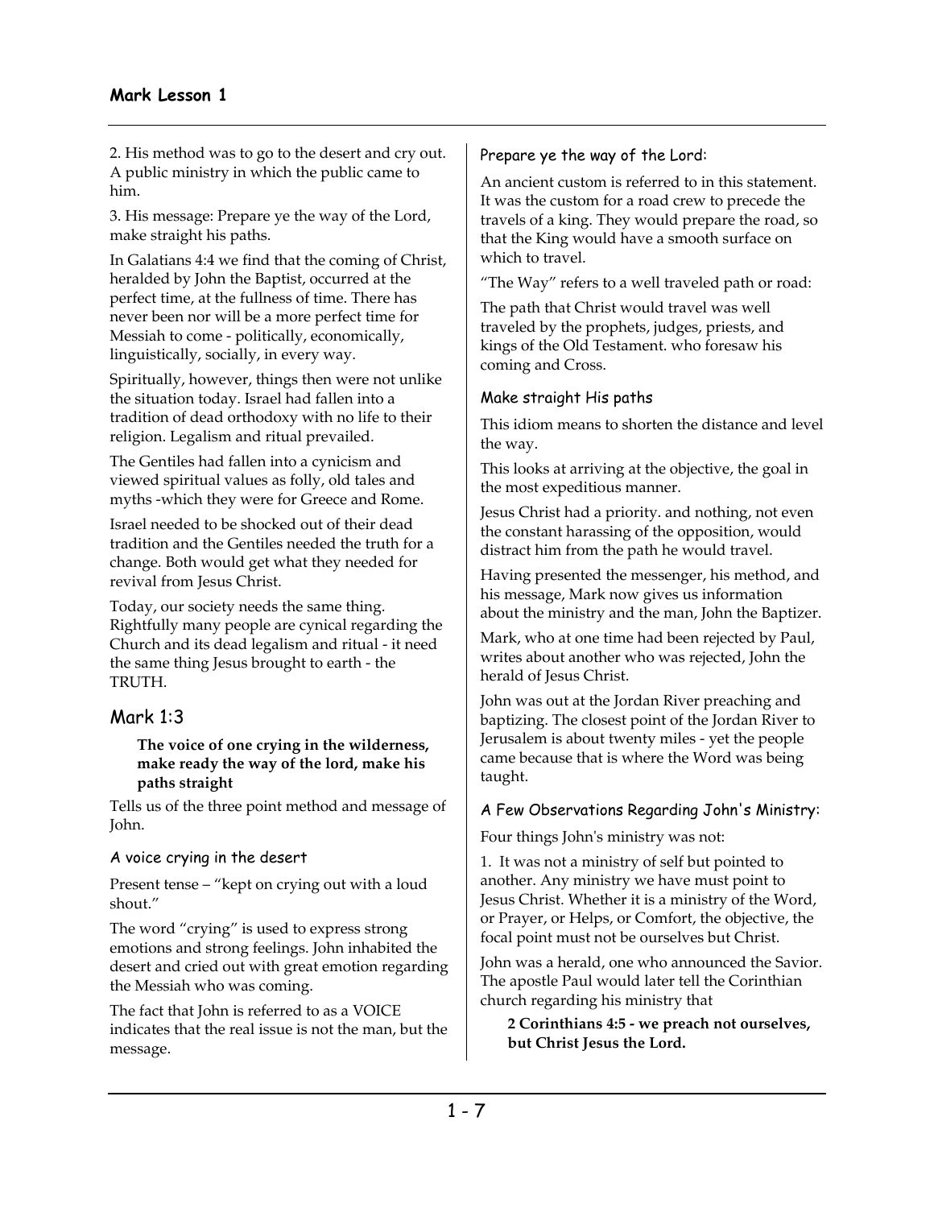2. His method was to go to the desert and cry out. A public ministry in which the public came to him.

3. His message: Prepare ye the way of the Lord, make straight his paths.

In Galatians 4:4 we find that the coming of Christ, heralded by John the Baptist, occurred at the perfect time, at the fullness of time. There has never been nor will be a more perfect time for Messiah to come - politically, economically, linguistically, socially, in every way.

Spiritually, however, things then were not unlike the situation today. Israel had fallen into a tradition of dead orthodoxy with no life to their religion. Legalism and ritual prevailed.

The Gentiles had fallen into a cynicism and viewed spiritual values as folly, old tales and myths -which they were for Greece and Rome.

Israel needed to be shocked out of their dead tradition and the Gentiles needed the truth for a change. Both would get what they needed for revival from Jesus Christ.

Today, our society needs the same thing. Rightfully many people are cynical regarding the Church and its dead legalism and ritual - it need the same thing Jesus brought to earth - the TRUTH.

## Mark 1:3

> **The voice of one crying in the wilderness, make ready the way of the lord, make his paths straight**

Tells us of the three point method and message of John.

### A voice crying in the desert

Present tense – "kept on crying out with a loud shout."

The word "crying" is used to express strong emotions and strong feelings. John inhabited the desert and cried out with great emotion regarding the Messiah who was coming.

The fact that John is referred to as a VOICE indicates that the real issue is not the man, but the message.

### Prepare ye the way of the Lord:

An ancient custom is referred to in this statement. It was the custom for a road crew to precede the travels of a king. They would prepare the road, so that the King would have a smooth surface on which to travel.

"The Way" refers to a well traveled path or road:

The path that Christ would travel was well traveled by the prophets, judges, priests, and kings of the Old Testament. who foresaw his coming and Cross.

### Make straight His paths

This idiom means to shorten the distance and level the way.

This looks at arriving at the objective, the goal in the most expeditious manner.

Jesus Christ had a priority. and nothing, not even the constant harassing of the opposition, would distract him from the path he would travel.

Having presented the messenger, his method, and his message, Mark now gives us information about the ministry and the man, John the Baptizer.

Mark, who at one time had been rejected by Paul, writes about another who was rejected, John the herald of Jesus Christ.

John was out at the Jordan River preaching and baptizing. The closest point of the Jordan River to Jerusalem is about twenty miles - yet the people came because that is where the Word was being taught.

### A Few Observations Regarding John's Ministry:

Four things John's ministry was not:

1. It was not a ministry of self but pointed to another. Any ministry we have must point to Jesus Christ. Whether it is a ministry of the Word, or Prayer, or Helps, or Comfort, the objective, the focal point must not be ourselves but Christ.

John was a herald, one who announced the Savior. The apostle Paul would later tell the Corinthian church regarding his ministry that

> **2 Corinthians 4:5 - we preach not ourselves, but Christ Jesus the Lord.**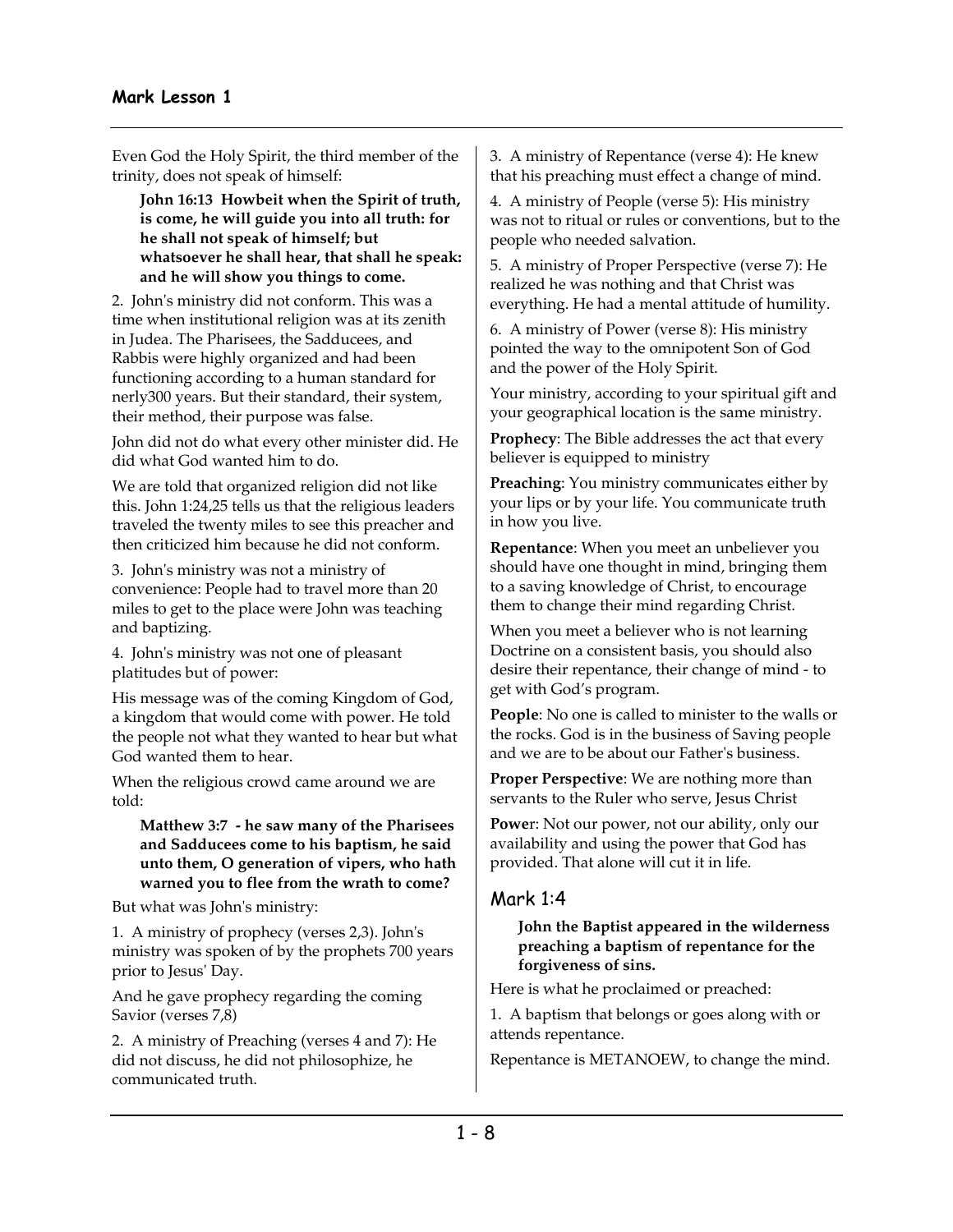Even God the Holy Spirit, the third member of the trinity, does not speak of himself:

> **John 16:13 Howbeit when the Spirit of truth, is come, he will guide you into all truth: for he shall not speak of himself; but whatsoever he shall hear, that shall he speak: and he will show you things to come.**

2. John's ministry did not conform. This was a time when institutional religion was at its zenith in Judea. The Pharisees, the Sadducees, and Rabbis were highly organized and had been functioning according to a human standard for nerly300 years. But their standard, their system, their method, their purpose was false.

John did not do what every other minister did. He did what God wanted him to do.

We are told that organized religion did not like this. John 1:24,25 tells us that the religious leaders traveled the twenty miles to see this preacher and then criticized him because he did not conform.

3. John's ministry was not a ministry of convenience: People had to travel more than 20 miles to get to the place were John was teaching and baptizing.

4. John's ministry was not one of pleasant platitudes but of power:

His message was of the coming Kingdom of God, a kingdom that would come with power. He told the people not what they wanted to hear but what God wanted them to hear.

When the religious crowd came around we are told:

> **Matthew 3:7 - he saw many of the Pharisees and Sadducees come to his baptism, he said unto them, O generation of vipers, who hath warned you to flee from the wrath to come?**

But what was John's ministry:

1. A ministry of prophecy (verses 2,3). John's ministry was spoken of by the prophets 700 years prior to Jesus' Day.

And he gave prophecy regarding the coming Savior (verses 7,8)

2. A ministry of Preaching (verses 4 and 7): He did not discuss, he did not philosophize, he communicated truth.

3. A ministry of Repentance (verse 4): He knew that his preaching must effect a change of mind.

4. A ministry of People (verse 5): His ministry was not to ritual or rules or conventions, but to the people who needed salvation.

5. A ministry of Proper Perspective (verse 7): He realized he was nothing and that Christ was everything. He had a mental attitude of humility.

6. A ministry of Power (verse 8): His ministry pointed the way to the omnipotent Son of God and the power of the Holy Spirit.

Your ministry, according to your spiritual gift and your geographical location is the same ministry.

**Prophecy**: The Bible addresses the act that every believer is equipped to ministry

**Preaching**: You ministry communicates either by your lips or by your life. You communicate truth in how you live.

**Repentance**: When you meet an unbeliever you should have one thought in mind, bringing them to a saving knowledge of Christ, to encourage them to change their mind regarding Christ.

When you meet a believer who is not learning Doctrine on a consistent basis, you should also desire their repentance, their change of mind - to get with God's program.

**People**: No one is called to minister to the walls or the rocks. God is in the business of Saving people and we are to be about our Father's business.

**Proper Perspective**: We are nothing more than servants to the Ruler who serve, Jesus Christ

**Power**: Not our power, not our ability, only our availability and using the power that God has provided. That alone will cut it in life.

## Mark 1:4

> **John the Baptist appeared in the wilderness preaching a baptism of repentance for the forgiveness of sins.**

Here is what he proclaimed or preached:

1. A baptism that belongs or goes along with or attends repentance.

Repentance is METANOEW, to change the mind.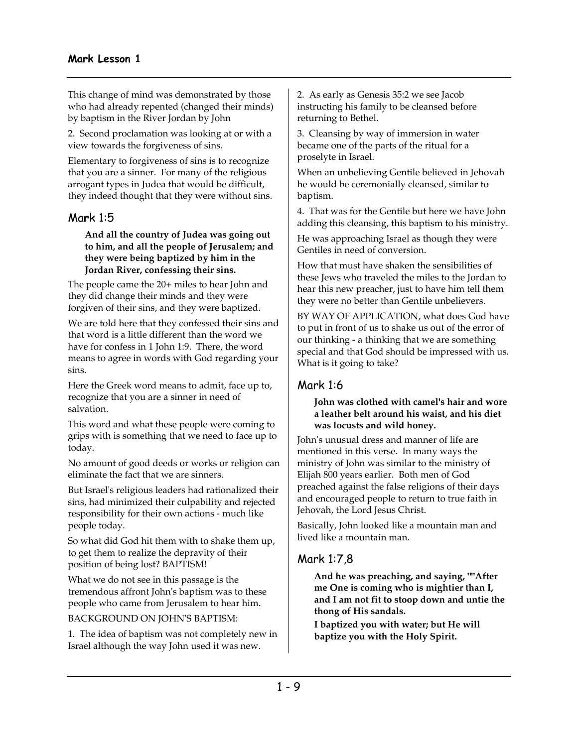This change of mind was demonstrated by those who had already repented (changed their minds) by baptism in the River Jordan by John

2. Second proclamation was looking at or with a view towards the forgiveness of sins.

Elementary to forgiveness of sins is to recognize that you are a sinner. For many of the religious arrogant types in Judea that would be difficult, they indeed thought that they were without sins.

## Mark 1:5

> **And all the country of Judea was going out to him, and all the people of Jerusalem; and they were being baptized by him in the Jordan River, confessing their sins.**

The people came the 20+ miles to hear John and they did change their minds and they were forgiven of their sins, and they were baptized.

We are told here that they confessed their sins and that word is a little different than the word we have for confess in 1 John 1:9. There, the word means to agree in words with God regarding your sins.

Here the Greek word means to admit, face up to, recognize that you are a sinner in need of salvation.

This word and what these people were coming to grips with is something that we need to face up to today.

No amount of good deeds or works or religion can eliminate the fact that we are sinners.

But Israel's religious leaders had rationalized their sins, had minimized their culpability and rejected responsibility for their own actions - much like people today.

So what did God hit them with to shake them up, to get them to realize the depravity of their position of being lost? BAPTISM!

What we do not see in this passage is the tremendous affront John's baptism was to these people who came from Jerusalem to hear him.

BACKGROUND ON JOHN'S BAPTISM:

1. The idea of baptism was not completely new in Israel although the way John used it was new.

2. As early as Genesis 35:2 we see Jacob instructing his family to be cleansed before returning to Bethel.

3. Cleansing by way of immersion in water became one of the parts of the ritual for a proselyte in Israel.

When an unbelieving Gentile believed in Jehovah he would be ceremonially cleansed, similar to baptism.

4. That was for the Gentile but here we have John adding this cleansing, this baptism to his ministry.

He was approaching Israel as though they were Gentiles in need of conversion.

How that must have shaken the sensibilities of these Jews who traveled the miles to the Jordan to hear this new preacher, just to have him tell them they were no better than Gentile unbelievers.

BY WAY OF APPLICATION, what does God have to put in front of us to shake us out of the error of our thinking - a thinking that we are something special and that God should be impressed with us. What is it going to take?

## Mark 1:6

> **John was clothed with camel's hair and wore a leather belt around his waist, and his diet was locusts and wild honey.**

John's unusual dress and manner of life are mentioned in this verse. In many ways the ministry of John was similar to the ministry of Elijah 800 years earlier. Both men of God preached against the false religions of their days and encouraged people to return to true faith in Jehovah, the Lord Jesus Christ.

Basically, John looked like a mountain man and lived like a mountain man.

## Mark 1:7,8

> **And he was preaching, and saying, ""After me One is coming who is mightier than I, and I am not fit to stoop down and untie the thong of His sandals.**
>
> **I baptized you with water; but He will baptize you with the Holy Spirit.**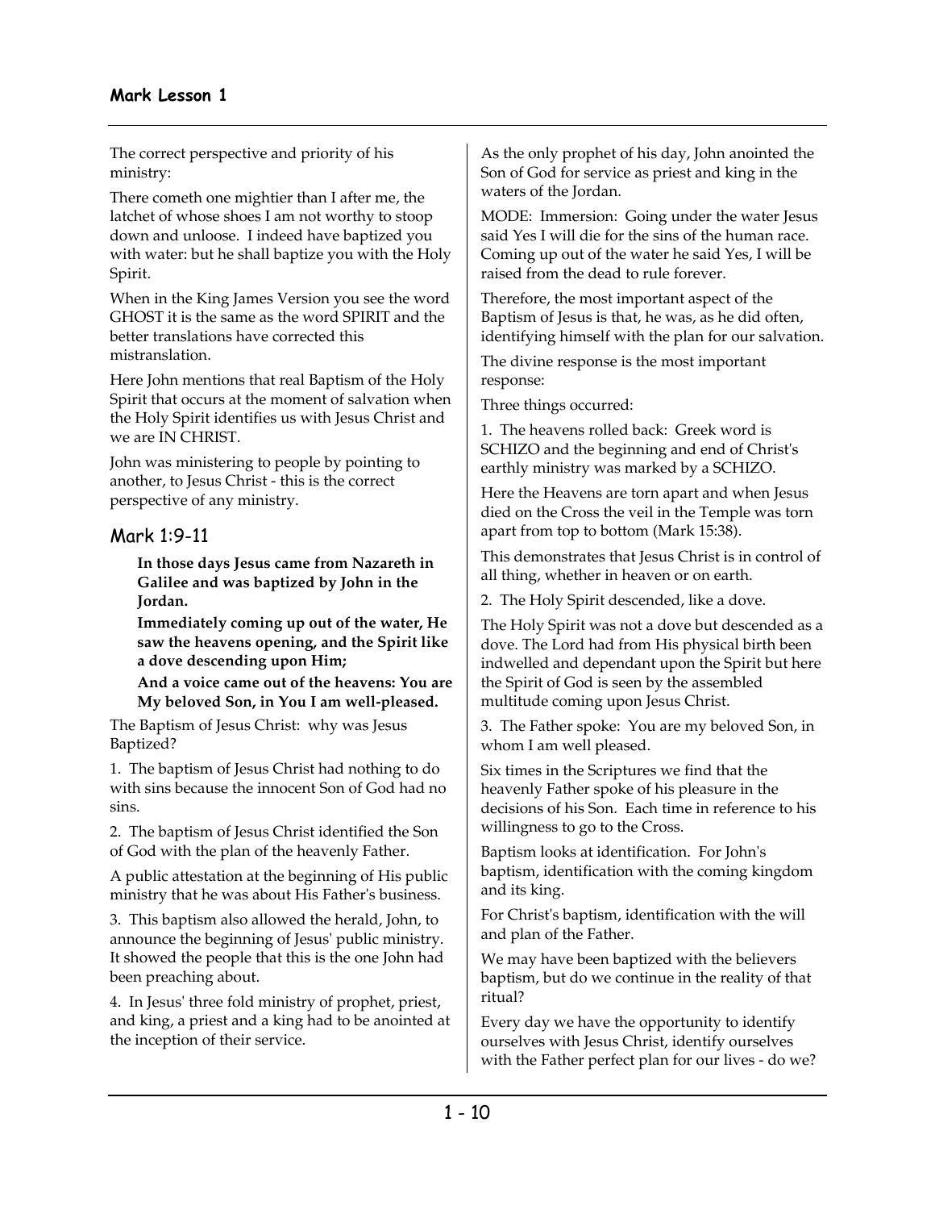The correct perspective and priority of his ministry:

There cometh one mightier than I after me, the latchet of whose shoes I am not worthy to stoop down and unloose. I indeed have baptized you with water: but he shall baptize you with the Holy Spirit.

When in the King James Version you see the word GHOST it is the same as the word SPIRIT and the better translations have corrected this mistranslation.

Here John mentions that real Baptism of the Holy Spirit that occurs at the moment of salvation when the Holy Spirit identifies us with Jesus Christ and we are IN CHRIST.

John was ministering to people by pointing to another, to Jesus Christ - this is the correct perspective of any ministry.

## Mark 1:9-11

> **In those days Jesus came from Nazareth in Galilee and was baptized by John in the Jordan.**
>
> **Immediately coming up out of the water, He saw the heavens opening, and the Spirit like a dove descending upon Him;**
>
> **And a voice came out of the heavens: You are My beloved Son, in You I am well-pleased.**

The Baptism of Jesus Christ: why was Jesus Baptized?

1. The baptism of Jesus Christ had nothing to do with sins because the innocent Son of God had no sins.

2. The baptism of Jesus Christ identified the Son of God with the plan of the heavenly Father.

A public attestation at the beginning of His public ministry that he was about His Father's business.

3. This baptism also allowed the herald, John, to announce the beginning of Jesus' public ministry. It showed the people that this is the one John had been preaching about.

4. In Jesus' three fold ministry of prophet, priest, and king, a priest and a king had to be anointed at the inception of their service.

As the only prophet of his day, John anointed the Son of God for service as priest and king in the waters of the Jordan.

MODE: Immersion: Going under the water Jesus said Yes I will die for the sins of the human race. Coming up out of the water he said Yes, I will be raised from the dead to rule forever.

Therefore, the most important aspect of the Baptism of Jesus is that, he was, as he did often, identifying himself with the plan for our salvation.

The divine response is the most important response:

Three things occurred:

1. The heavens rolled back: Greek word is SCHIZO and the beginning and end of Christ's earthly ministry was marked by a SCHIZO.

Here the Heavens are torn apart and when Jesus died on the Cross the veil in the Temple was torn apart from top to bottom (Mark 15:38).

This demonstrates that Jesus Christ is in control of all thing, whether in heaven or on earth.

2. The Holy Spirit descended, like a dove.

The Holy Spirit was not a dove but descended as a dove. The Lord had from His physical birth been indwelled and dependant upon the Spirit but here the Spirit of God is seen by the assembled multitude coming upon Jesus Christ.

3. The Father spoke: You are my beloved Son, in whom I am well pleased.

Six times in the Scriptures we find that the heavenly Father spoke of his pleasure in the decisions of his Son. Each time in reference to his willingness to go to the Cross.

Baptism looks at identification. For John's baptism, identification with the coming kingdom and its king.

For Christ's baptism, identification with the will and plan of the Father.

We may have been baptized with the believers baptism, but do we continue in the reality of that ritual?

Every day we have the opportunity to identify ourselves with Jesus Christ, identify ourselves with the Father perfect plan for our lives - do we?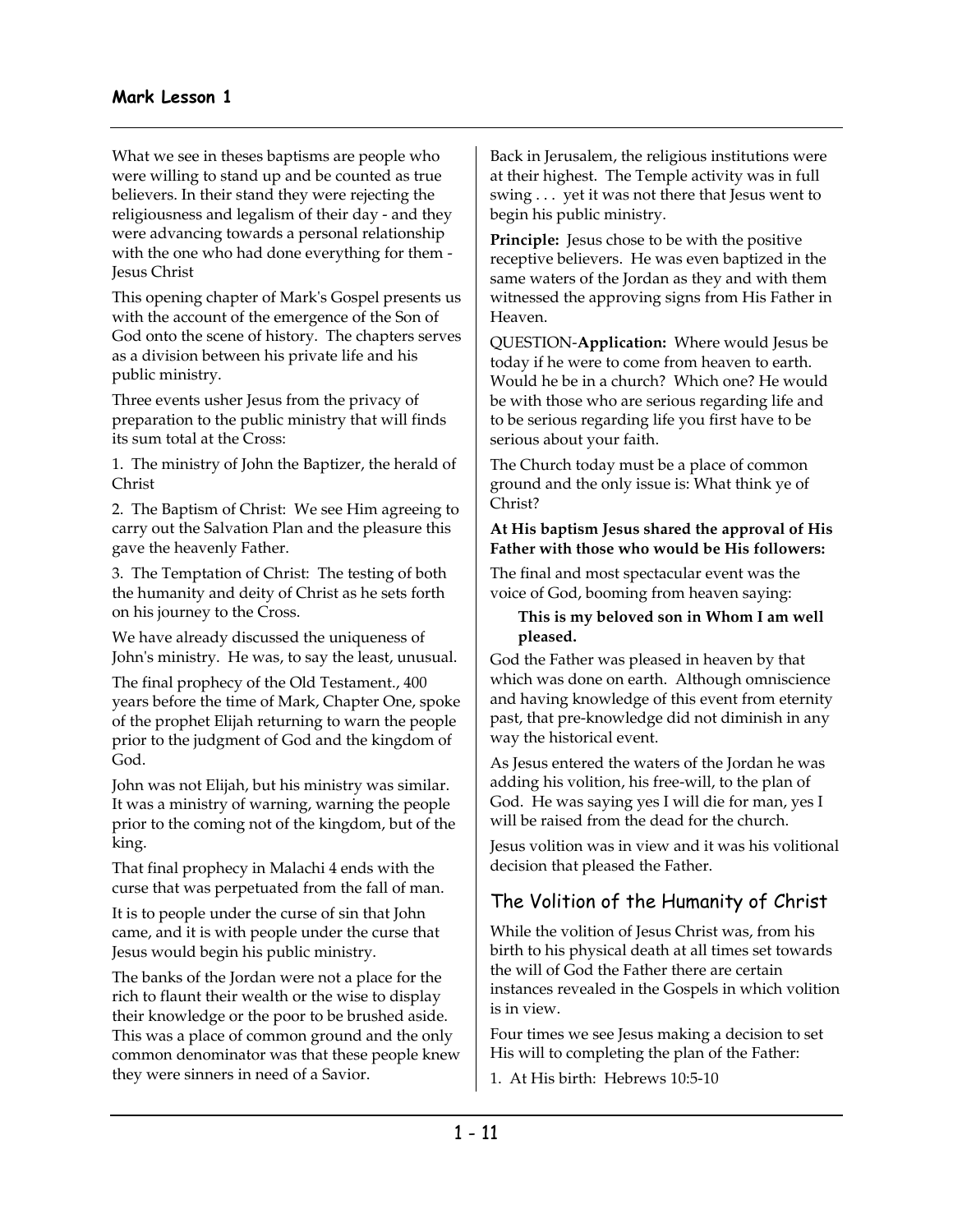What we see in theses baptisms are people who were willing to stand up and be counted as true believers. In their stand they were rejecting the religiousness and legalism of their day - and they were advancing towards a personal relationship with the one who had done everything for them - Jesus Christ

This opening chapter of Mark's Gospel presents us with the account of the emergence of the Son of God onto the scene of history. The chapters serves as a division between his private life and his public ministry.

Three events usher Jesus from the privacy of preparation to the public ministry that will finds its sum total at the Cross:

1. The ministry of John the Baptizer, the herald of Christ
2. The Baptism of Christ: We see Him agreeing to carry out the Salvation Plan and the pleasure this gave the heavenly Father.
3. The Temptation of Christ: The testing of both the humanity and deity of Christ as he sets forth on his journey to the Cross.

We have already discussed the uniqueness of John's ministry. He was, to say the least, unusual.

The final prophecy of the Old Testament., 400 years before the time of Mark, Chapter One, spoke of the prophet Elijah returning to warn the people prior to the judgment of God and the kingdom of God.

John was not Elijah, but his ministry was similar. It was a ministry of warning, warning the people prior to the coming not of the kingdom, but of the king.

That final prophecy in Malachi 4 ends with the curse that was perpetuated from the fall of man.

It is to people under the curse of sin that John came, and it is with people under the curse that Jesus would begin his public ministry.

The banks of the Jordan were not a place for the rich to flaunt their wealth or the wise to display their knowledge or the poor to be brushed aside. This was a place of common ground and the only common denominator was that these people knew they were sinners in need of a Savior.

Back in Jerusalem, the religious institutions were at their highest. The Temple activity was in full swing . . . yet it was not there that Jesus went to begin his public ministry.

**Principle:** Jesus chose to be with the positive receptive believers. He was even baptized in the same waters of the Jordan as they and with them witnessed the approving signs from His Father in Heaven.

QUESTION-**Application:** Where would Jesus be today if he were to come from heaven to earth. Would he be in a church? Which one? He would be with those who are serious regarding life and to be serious regarding life you first have to be serious about your faith.

The Church today must be a place of common ground and the only issue is: What think ye of Christ?

**At His baptism Jesus shared the approval of His Father with those who would be His followers:**

The final and most spectacular event was the voice of God, booming from heaven saying:

> **This is my beloved son in Whom I am well pleased.**

God the Father was pleased in heaven by that which was done on earth. Although omniscience and having knowledge of this event from eternity past, that pre-knowledge did not diminish in any way the historical event.

As Jesus entered the waters of the Jordan he was adding his volition, his free-will, to the plan of God. He was saying yes I will die for man, yes I will be raised from the dead for the church.

Jesus volition was in view and it was his volitional decision that pleased the Father.

## The Volition of the Humanity of Christ

While the volition of Jesus Christ was, from his birth to his physical death at all times set towards the will of God the Father there are certain instances revealed in the Gospels in which volition is in view.

Four times we see Jesus making a decision to set His will to completing the plan of the Father:

1. At His birth: Hebrews 10:5-10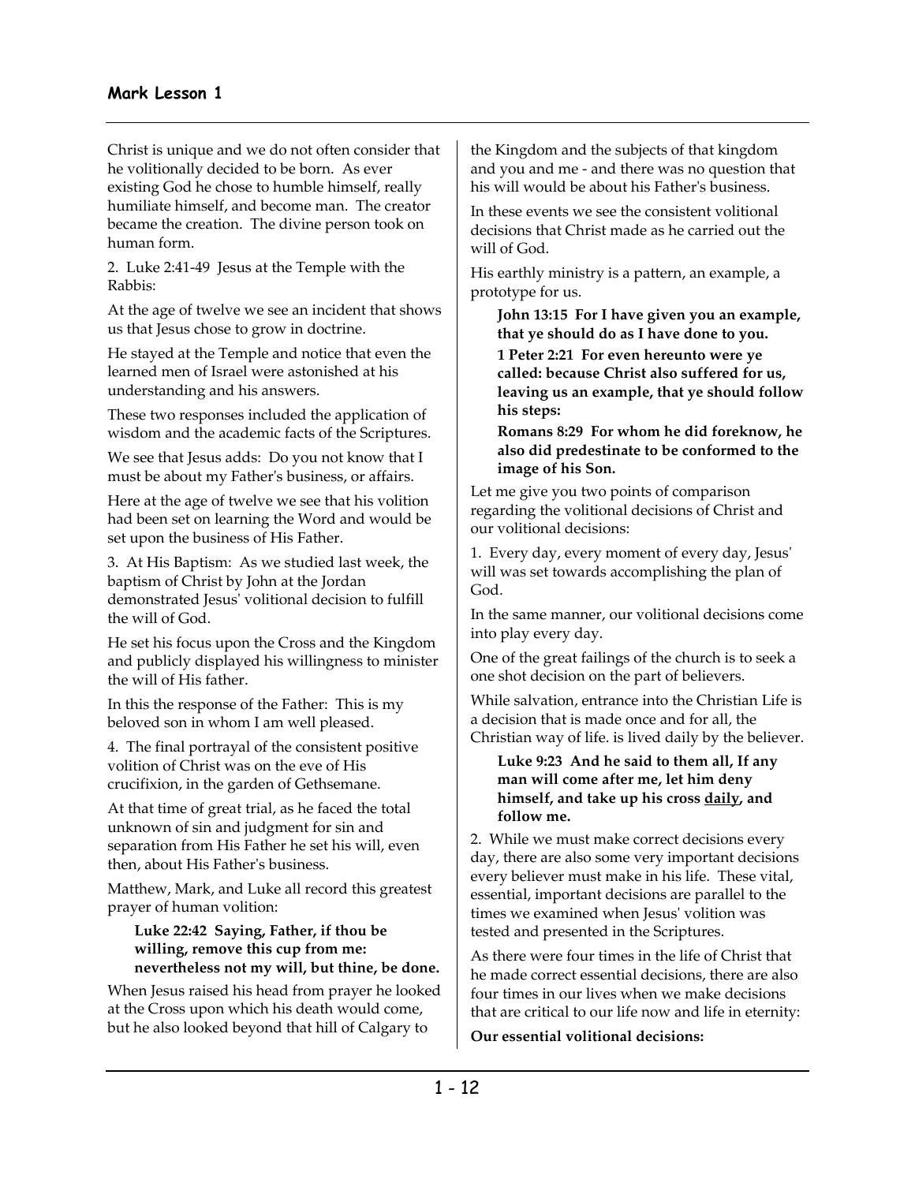Christ is unique and we do not often consider that he volitionally decided to be born. As ever existing God he chose to humble himself, really humiliate himself, and become man. The creator became the creation. The divine person took on human form.

2. Luke 2:41-49 Jesus at the Temple with the Rabbis:

At the age of twelve we see an incident that shows us that Jesus chose to grow in doctrine.

He stayed at the Temple and notice that even the learned men of Israel were astonished at his understanding and his answers.

These two responses included the application of wisdom and the academic facts of the Scriptures.

We see that Jesus adds: Do you not know that I must be about my Father's business, or affairs.

Here at the age of twelve we see that his volition had been set on learning the Word and would be set upon the business of His Father.

3. At His Baptism: As we studied last week, the baptism of Christ by John at the Jordan demonstrated Jesus' volitional decision to fulfill the will of God.

He set his focus upon the Cross and the Kingdom and publicly displayed his willingness to minister the will of His father.

In this the response of the Father: This is my beloved son in whom I am well pleased.

4. The final portrayal of the consistent positive volition of Christ was on the eve of His crucifixion, in the garden of Gethsemane.

At that time of great trial, as he faced the total unknown of sin and judgment for sin and separation from His Father he set his will, even then, about His Father's business.

Matthew, Mark, and Luke all record this greatest prayer of human volition:

> **Luke 22:42 Saying, Father, if thou be willing, remove this cup from me: nevertheless not my will, but thine, be done.**

When Jesus raised his head from prayer he looked at the Cross upon which his death would come, but he also looked beyond that hill of Calgary to the Kingdom and the subjects of that kingdom and you and me - and there was no question that his will would be about his Father's business.

In these events we see the consistent volitional decisions that Christ made as he carried out the will of God.

His earthly ministry is a pattern, an example, a prototype for us.

> **John 13:15 For I have given you an example, that ye should do as I have done to you.**
>
> **1 Peter 2:21 For even hereunto were ye called: because Christ also suffered for us, leaving us an example, that ye should follow his steps:**
>
> **Romans 8:29 For whom he did foreknow, he also did predestinate to be conformed to the image of his Son.**

Let me give you two points of comparison regarding the volitional decisions of Christ and our volitional decisions:

1. Every day, every moment of every day, Jesus' will was set towards accomplishing the plan of God.

In the same manner, our volitional decisions come into play every day.

One of the great failings of the church is to seek a one shot decision on the part of believers.

While salvation, entrance into the Christian Life is a decision that is made once and for all, the Christian way of life. is lived daily by the believer.

> **Luke 9:23 And he said to them all, If any man will come after me, let him deny himself, and take up his cross <u>daily</u>, and follow me.**

2. While we must make correct decisions every day, there are also some very important decisions every believer must make in his life. These vital, essential, important decisions are parallel to the times we examined when Jesus' volition was tested and presented in the Scriptures.

As there were four times in the life of Christ that he made correct essential decisions, there are also four times in our lives when we make decisions that are critical to our life now and life in eternity:

**Our essential volitional decisions:**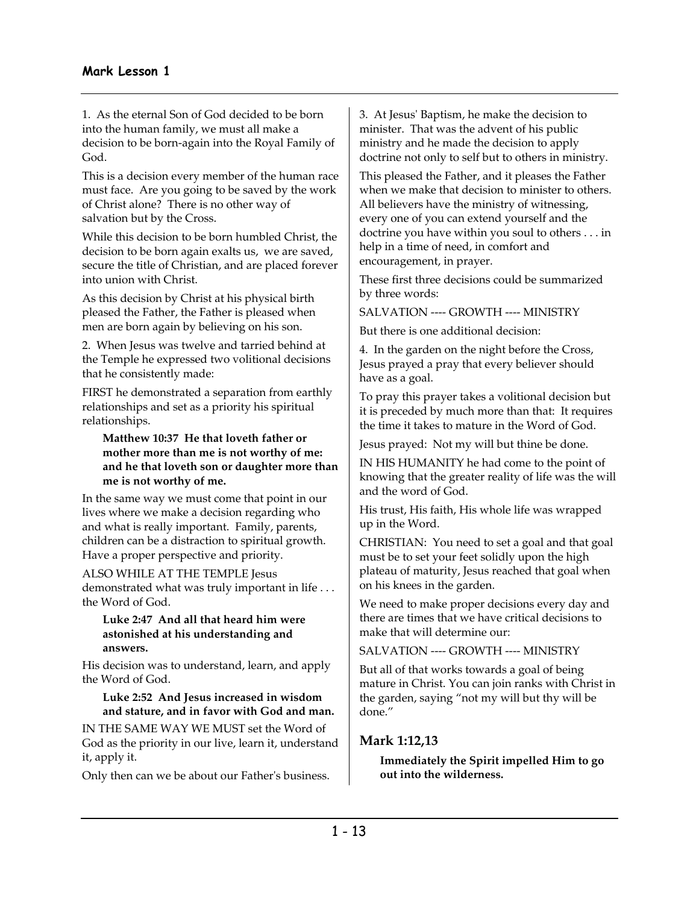1. As the eternal Son of God decided to be born into the human family, we must all make a decision to be born-again into the Royal Family of God.

This is a decision every member of the human race must face. Are you going to be saved by the work of Christ alone? There is no other way of salvation but by the Cross.

While this decision to be born humbled Christ, the decision to be born again exalts us, we are saved, secure the title of Christian, and are placed forever into union with Christ.

As this decision by Christ at his physical birth pleased the Father, the Father is pleased when men are born again by believing on his son.

2. When Jesus was twelve and tarried behind at the Temple he expressed two volitional decisions that he consistently made:

FIRST he demonstrated a separation from earthly relationships and set as a priority his spiritual relationships.

> **Matthew 10:37 He that loveth father or mother more than me is not worthy of me: and he that loveth son or daughter more than me is not worthy of me.**

In the same way we must come that point in our lives where we make a decision regarding who and what is really important. Family, parents, children can be a distraction to spiritual growth. Have a proper perspective and priority.

ALSO WHILE AT THE TEMPLE Jesus demonstrated what was truly important in life . . . the Word of God.

> **Luke 2:47 And all that heard him were astonished at his understanding and answers.**

His decision was to understand, learn, and apply the Word of God.

> **Luke 2:52 And Jesus increased in wisdom and stature, and in favor with God and man.**

IN THE SAME WAY WE MUST set the Word of God as the priority in our live, learn it, understand it, apply it.

Only then can we be about our Father's business.

3. At Jesus' Baptism, he make the decision to minister. That was the advent of his public ministry and he made the decision to apply doctrine not only to self but to others in ministry.

This pleased the Father, and it pleases the Father when we make that decision to minister to others. All believers have the ministry of witnessing, every one of you can extend yourself and the doctrine you have within you soul to others . . . in help in a time of need, in comfort and encouragement, in prayer.

These first three decisions could be summarized by three words:

SALVATION ---- GROWTH ---- MINISTRY

But there is one additional decision:

4. In the garden on the night before the Cross, Jesus prayed a pray that every believer should have as a goal.

To pray this prayer takes a volitional decision but it is preceded by much more than that: It requires the time it takes to mature in the Word of God.

Jesus prayed: Not my will but thine be done.

IN HIS HUMANITY he had come to the point of knowing that the greater reality of life was the will and the word of God.

His trust, His faith, His whole life was wrapped up in the Word.

CHRISTIAN: You need to set a goal and that goal must be to set your feet solidly upon the high plateau of maturity, Jesus reached that goal when on his knees in the garden.

We need to make proper decisions every day and there are times that we have critical decisions to make that will determine our:

SALVATION ---- GROWTH ---- MINISTRY

But all of that works towards a goal of being mature in Christ. You can join ranks with Christ in the garden, saying "not my will but thy will be done."

## Mark 1:12,13

> **Immediately the Spirit impelled Him to go out into the wilderness.**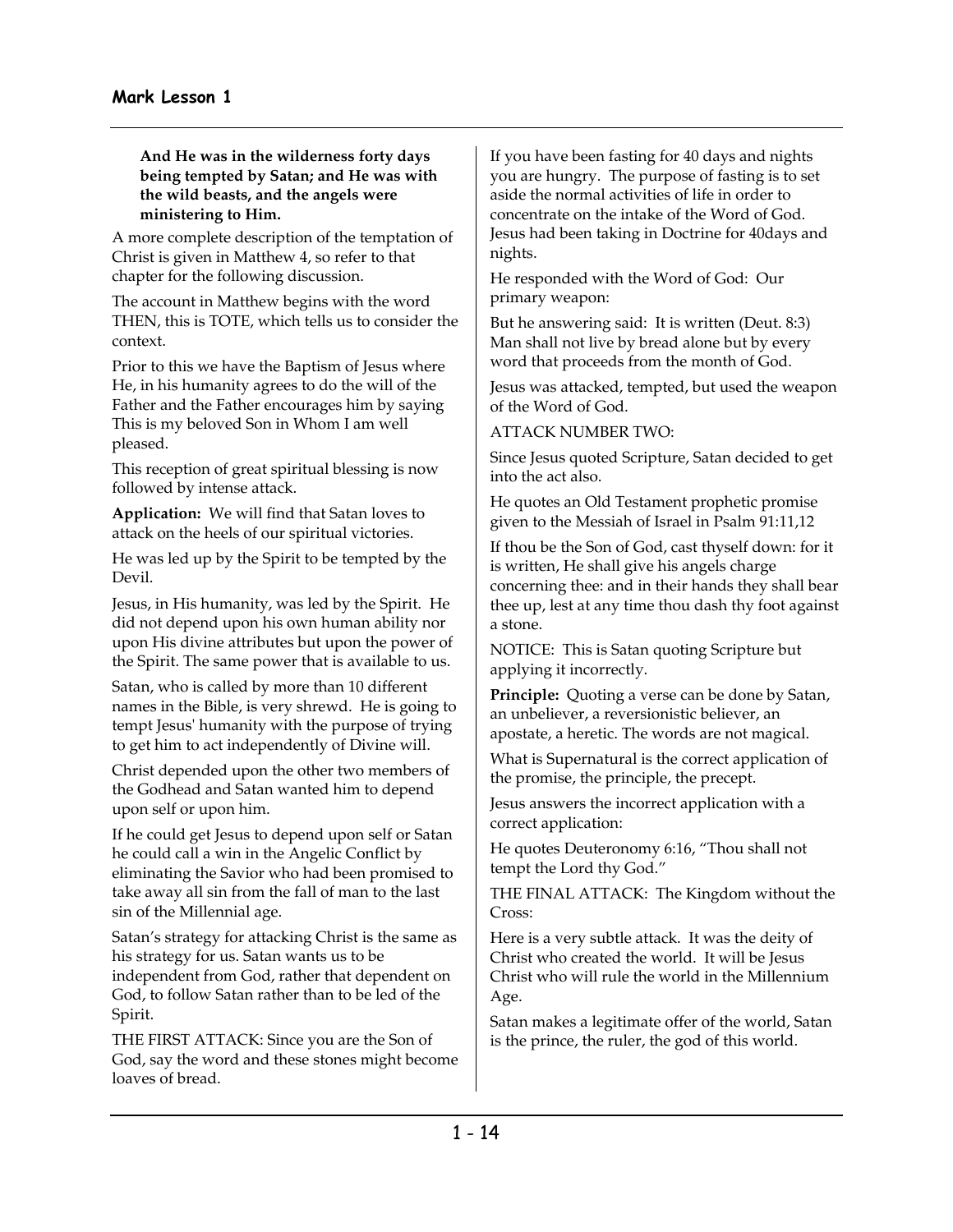**And He was in the wilderness forty days being tempted by Satan; and He was with the wild beasts, and the angels were ministering to Him.**

A more complete description of the temptation of Christ is given in Matthew 4, so refer to that chapter for the following discussion.

The account in Matthew begins with the word THEN, this is TOTE, which tells us to consider the context.

Prior to this we have the Baptism of Jesus where He, in his humanity agrees to do the will of the Father and the Father encourages him by saying This is my beloved Son in Whom I am well pleased.

This reception of great spiritual blessing is now followed by intense attack.

**Application:** We will find that Satan loves to attack on the heels of our spiritual victories.

He was led up by the Spirit to be tempted by the Devil.

Jesus, in His humanity, was led by the Spirit. He did not depend upon his own human ability nor upon His divine attributes but upon the power of the Spirit. The same power that is available to us.

Satan, who is called by more than 10 different names in the Bible, is very shrewd. He is going to tempt Jesus' humanity with the purpose of trying to get him to act independently of Divine will.

Christ depended upon the other two members of the Godhead and Satan wanted him to depend upon self or upon him.

If he could get Jesus to depend upon self or Satan he could call a win in the Angelic Conflict by eliminating the Savior who had been promised to take away all sin from the fall of man to the last sin of the Millennial age.

Satan's strategy for attacking Christ is the same as his strategy for us. Satan wants us to be independent from God, rather that dependent on God, to follow Satan rather than to be led of the Spirit.

THE FIRST ATTACK: Since you are the Son of God, say the word and these stones might become loaves of bread.

If you have been fasting for 40 days and nights you are hungry. The purpose of fasting is to set aside the normal activities of life in order to concentrate on the intake of the Word of God. Jesus had been taking in Doctrine for 40days and nights.

He responded with the Word of God: Our primary weapon:

But he answering said: It is written (Deut. 8:3) Man shall not live by bread alone but by every word that proceeds from the month of God.

Jesus was attacked, tempted, but used the weapon of the Word of God.

ATTACK NUMBER TWO:

Since Jesus quoted Scripture, Satan decided to get into the act also.

He quotes an Old Testament prophetic promise given to the Messiah of Israel in Psalm 91:11,12

If thou be the Son of God, cast thyself down: for it is written, He shall give his angels charge concerning thee: and in their hands they shall bear thee up, lest at any time thou dash thy foot against a stone.

NOTICE: This is Satan quoting Scripture but applying it incorrectly.

**Principle:** Quoting a verse can be done by Satan, an unbeliever, a reversionistic believer, an apostate, a heretic. The words are not magical.

What is Supernatural is the correct application of the promise, the principle, the precept.

Jesus answers the incorrect application with a correct application:

He quotes Deuteronomy 6:16, "Thou shall not tempt the Lord thy God."

THE FINAL ATTACK: The Kingdom without the Cross:

Here is a very subtle attack. It was the deity of Christ who created the world. It will be Jesus Christ who will rule the world in the Millennium Age.

Satan makes a legitimate offer of the world, Satan is the prince, the ruler, the god of this world.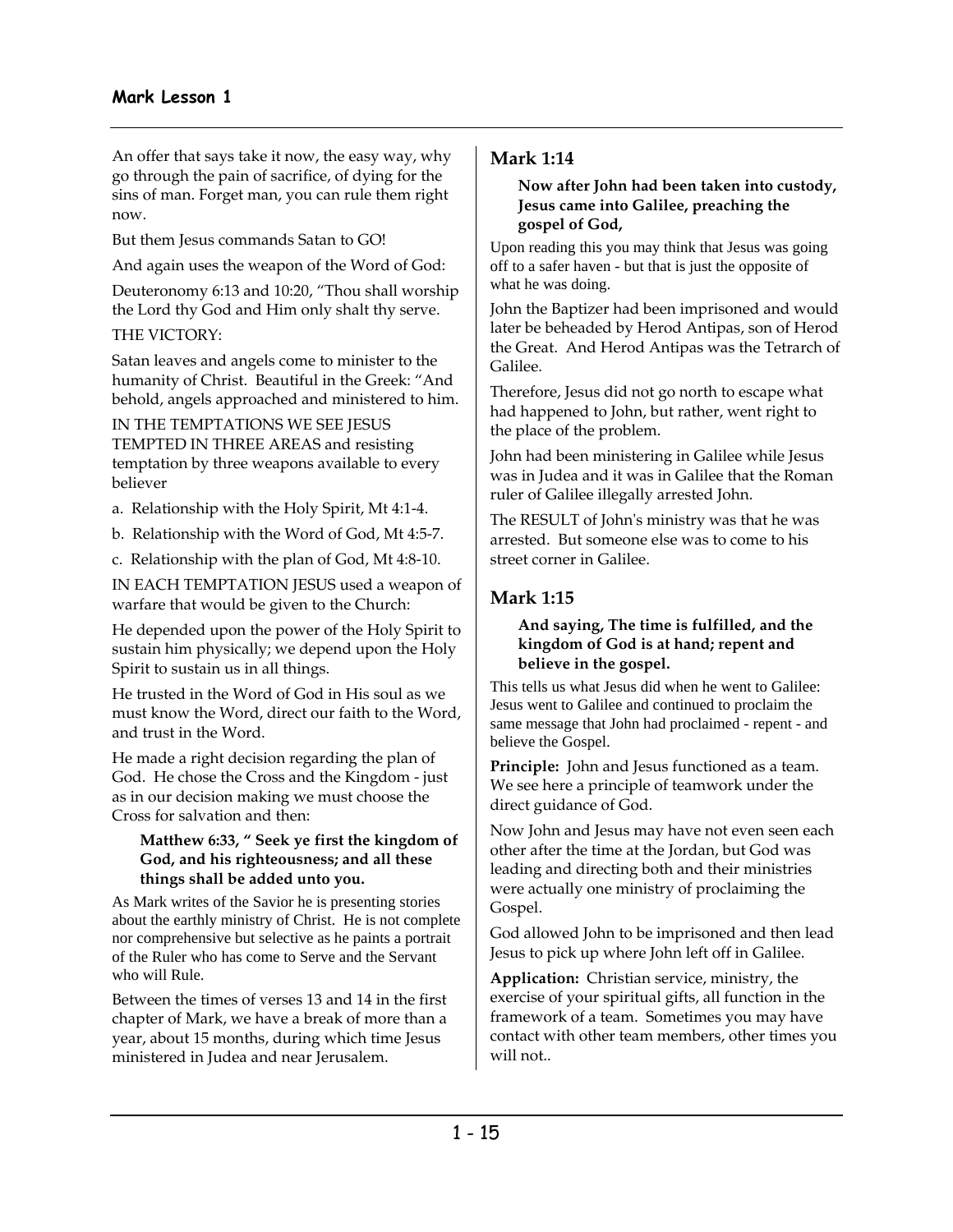An offer that says take it now, the easy way, why go through the pain of sacrifice, of dying for the sins of man. Forget man, you can rule them right now.

But them Jesus commands Satan to GO!

And again uses the weapon of the Word of God:

Deuteronomy 6:13 and 10:20, "Thou shall worship the Lord thy God and Him only shalt thy serve.

THE VICTORY:

Satan leaves and angels come to minister to the humanity of Christ. Beautiful in the Greek: "And behold, angels approached and ministered to him.

IN THE TEMPTATIONS WE SEE JESUS TEMPTED IN THREE AREAS and resisting temptation by three weapons available to every believer

a. Relationship with the Holy Spirit, Mt 4:1-4.

b. Relationship with the Word of God, Mt 4:5-7.

c. Relationship with the plan of God, Mt 4:8-10.

IN EACH TEMPTATION JESUS used a weapon of warfare that would be given to the Church:

He depended upon the power of the Holy Spirit to sustain him physically; we depend upon the Holy Spirit to sustain us in all things.

He trusted in the Word of God in His soul as we must know the Word, direct our faith to the Word, and trust in the Word.

He made a right decision regarding the plan of God. He chose the Cross and the Kingdom - just as in our decision making we must choose the Cross for salvation and then:

> **Matthew 6:33, " Seek ye first the kingdom of God, and his righteousness; and all these things shall be added unto you.**

As Mark writes of the Savior he is presenting stories about the earthly ministry of Christ. He is not complete nor comprehensive but selective as he paints a portrait of the Ruler who has come to Serve and the Servant who will Rule.

Between the times of verses 13 and 14 in the first chapter of Mark, we have a break of more than a year, about 15 months, during which time Jesus ministered in Judea and near Jerusalem.

## Mark 1:14

> **Now after John had been taken into custody, Jesus came into Galilee, preaching the gospel of God,**

Upon reading this you may think that Jesus was going off to a safer haven - but that is just the opposite of what he was doing.

John the Baptizer had been imprisoned and would later be beheaded by Herod Antipas, son of Herod the Great. And Herod Antipas was the Tetrarch of Galilee.

Therefore, Jesus did not go north to escape what had happened to John, but rather, went right to the place of the problem.

John had been ministering in Galilee while Jesus was in Judea and it was in Galilee that the Roman ruler of Galilee illegally arrested John.

The RESULT of John's ministry was that he was arrested. But someone else was to come to his street corner in Galilee.

## Mark 1:15

> **And saying, The time is fulfilled, and the kingdom of God is at hand; repent and believe in the gospel.**

This tells us what Jesus did when he went to Galilee: Jesus went to Galilee and continued to proclaim the same message that John had proclaimed - repent - and believe the Gospel.

**Principle:** John and Jesus functioned as a team. We see here a principle of teamwork under the direct guidance of God.

Now John and Jesus may have not even seen each other after the time at the Jordan, but God was leading and directing both and their ministries were actually one ministry of proclaiming the Gospel.

God allowed John to be imprisoned and then lead Jesus to pick up where John left off in Galilee.

**Application:** Christian service, ministry, the exercise of your spiritual gifts, all function in the framework of a team. Sometimes you may have contact with other team members, other times you will not..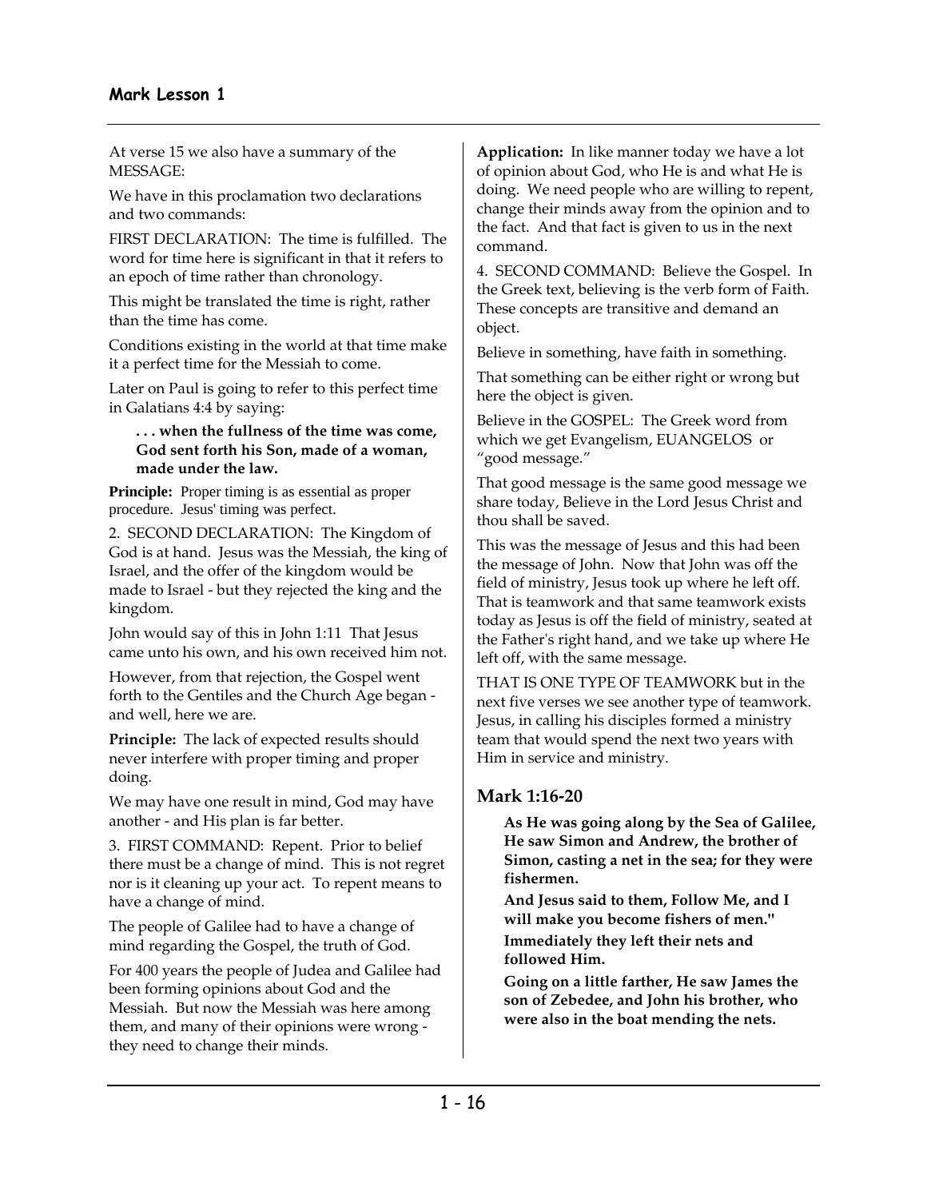At verse 15 we also have a summary of the MESSAGE:

We have in this proclamation two declarations and two commands:

FIRST DECLARATION: The time is fulfilled. The word for time here is significant in that it refers to an epoch of time rather than chronology.

This might be translated the time is right, rather than the time has come.

Conditions existing in the world at that time make it a perfect time for the Messiah to come.

Later on Paul is going to refer to this perfect time in Galatians 4:4 by saying:

> **. . . when the fullness of the time was come, God sent forth his Son, made of a woman, made under the law.**

**Principle:** Proper timing is as essential as proper procedure. Jesus' timing was perfect.

2. SECOND DECLARATION: The Kingdom of God is at hand. Jesus was the Messiah, the king of Israel, and the offer of the kingdom would be made to Israel - but they rejected the king and the kingdom.

John would say of this in John 1:11 That Jesus came unto his own, and his own received him not.

However, from that rejection, the Gospel went forth to the Gentiles and the Church Age began - and well, here we are.

**Principle:** The lack of expected results should never interfere with proper timing and proper doing.

We may have one result in mind, God may have another - and His plan is far better.

3. FIRST COMMAND: Repent. Prior to belief there must be a change of mind. This is not regret nor is it cleaning up your act. To repent means to have a change of mind.

The people of Galilee had to have a change of mind regarding the Gospel, the truth of God.

For 400 years the people of Judea and Galilee had been forming opinions about God and the Messiah. But now the Messiah was here among them, and many of their opinions were wrong - they need to change their minds.

**Application:** In like manner today we have a lot of opinion about God, who He is and what He is doing. We need people who are willing to repent, change their minds away from the opinion and to the fact. And that fact is given to us in the next command.

4. SECOND COMMAND: Believe the Gospel. In the Greek text, believing is the verb form of Faith. These concepts are transitive and demand an object.

Believe in something, have faith in something.

That something can be either right or wrong but here the object is given.

Believe in the GOSPEL: The Greek word from which we get Evangelism, EUANGELOS or "good message."

That good message is the same good message we share today, Believe in the Lord Jesus Christ and thou shall be saved.

This was the message of Jesus and this had been the message of John. Now that John was off the field of ministry, Jesus took up where he left off. That is teamwork and that same teamwork exists today as Jesus is off the field of ministry, seated at the Father's right hand, and we take up where He left off, with the same message.

THAT IS ONE TYPE OF TEAMWORK but in the next five verses we see another type of teamwork. Jesus, in calling his disciples formed a ministry team that would spend the next two years with Him in service and ministry.

## Mark 1:16-20

> **As He was going along by the Sea of Galilee, He saw Simon and Andrew, the brother of Simon, casting a net in the sea; for they were fishermen.**
>
> **And Jesus said to them, Follow Me, and I will make you become fishers of men."**
>
> **Immediately they left their nets and followed Him.**
>
> **Going on a little farther, He saw James the son of Zebedee, and John his brother, who were also in the boat mending the nets.**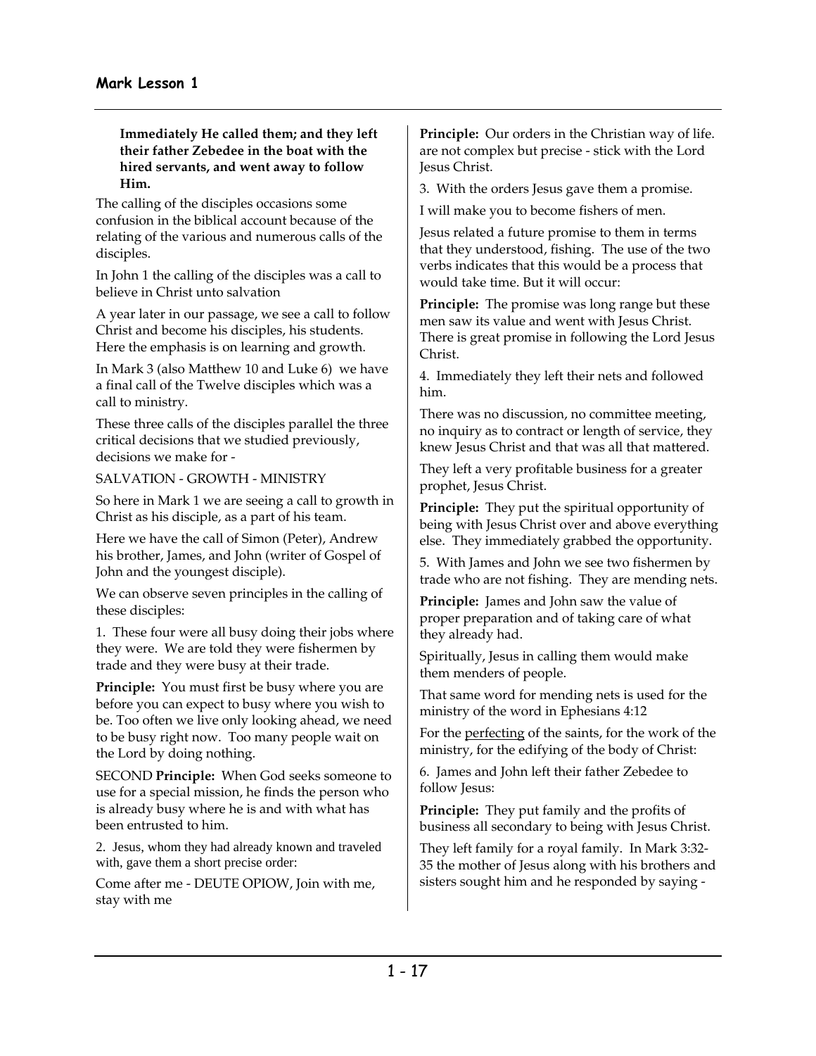**Immediately He called them; and they left their father Zebedee in the boat with the hired servants, and went away to follow Him.**

The calling of the disciples occasions some confusion in the biblical account because of the relating of the various and numerous calls of the disciples.

In John 1 the calling of the disciples was a call to believe in Christ unto salvation

A year later in our passage, we see a call to follow Christ and become his disciples, his students. Here the emphasis is on learning and growth.

In Mark 3 (also Matthew 10 and Luke 6) we have a final call of the Twelve disciples which was a call to ministry.

These three calls of the disciples parallel the three critical decisions that we studied previously, decisions we make for -

SALVATION - GROWTH - MINISTRY

So here in Mark 1 we are seeing a call to growth in Christ as his disciple, as a part of his team.

Here we have the call of Simon (Peter), Andrew his brother, James, and John (writer of Gospel of John and the youngest disciple).

We can observe seven principles in the calling of these disciples:

1. These four were all busy doing their jobs where they were. We are told they were fishermen by trade and they were busy at their trade.

**Principle:** You must first be busy where you are before you can expect to busy where you wish to be. Too often we live only looking ahead, we need to be busy right now. Too many people wait on the Lord by doing nothing.

SECOND **Principle:** When God seeks someone to use for a special mission, he finds the person who is already busy where he is and with what has been entrusted to him.

2. Jesus, whom they had already known and traveled with, gave them a short precise order:

Come after me - DEUTE OPIOW, Join with me, stay with me

**Principle:** Our orders in the Christian way of life. are not complex but precise - stick with the Lord Jesus Christ.

3. With the orders Jesus gave them a promise.

I will make you to become fishers of men.

Jesus related a future promise to them in terms that they understood, fishing. The use of the two verbs indicates that this would be a process that would take time. But it will occur:

**Principle:** The promise was long range but these men saw its value and went with Jesus Christ. There is great promise in following the Lord Jesus Christ.

4. Immediately they left their nets and followed him.

There was no discussion, no committee meeting, no inquiry as to contract or length of service, they knew Jesus Christ and that was all that mattered.

They left a very profitable business for a greater prophet, Jesus Christ.

**Principle:** They put the spiritual opportunity of being with Jesus Christ over and above everything else. They immediately grabbed the opportunity.

5. With James and John we see two fishermen by trade who are not fishing. They are mending nets.

**Principle:** James and John saw the value of proper preparation and of taking care of what they already had.

Spiritually, Jesus in calling them would make them menders of people.

That same word for mending nets is used for the ministry of the word in Ephesians 4:12

For the <u>perfecting</u> of the saints, for the work of the ministry, for the edifying of the body of Christ:

6. James and John left their father Zebedee to follow Jesus:

**Principle:** They put family and the profits of business all secondary to being with Jesus Christ.

They left family for a royal family. In Mark 3:32-35 the mother of Jesus along with his brothers and sisters sought him and he responded by saying -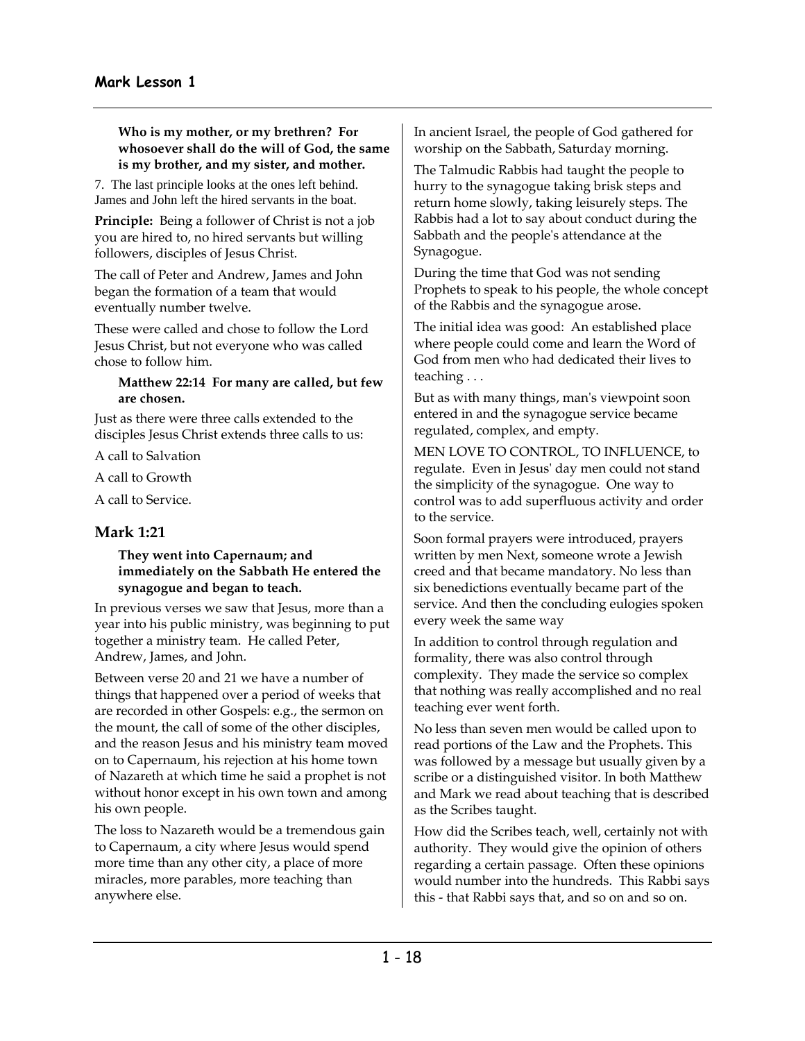**Who is my mother, or my brethren? For whosoever shall do the will of God, the same is my brother, and my sister, and mother.**

7. The last principle looks at the ones left behind. James and John left the hired servants in the boat.

**Principle:** Being a follower of Christ is not a job you are hired to, no hired servants but willing followers, disciples of Jesus Christ.

The call of Peter and Andrew, James and John began the formation of a team that would eventually number twelve.

These were called and chose to follow the Lord Jesus Christ, but not everyone who was called chose to follow him.

> **Matthew 22:14 For many are called, but few are chosen.**

Just as there were three calls extended to the disciples Jesus Christ extends three calls to us:

A call to Salvation

A call to Growth

A call to Service.

## Mark 1:21

> **They went into Capernaum; and immediately on the Sabbath He entered the synagogue and began to teach.**

In previous verses we saw that Jesus, more than a year into his public ministry, was beginning to put together a ministry team. He called Peter, Andrew, James, and John.

Between verse 20 and 21 we have a number of things that happened over a period of weeks that are recorded in other Gospels: e.g., the sermon on the mount, the call of some of the other disciples, and the reason Jesus and his ministry team moved on to Capernaum, his rejection at his home town of Nazareth at which time he said a prophet is not without honor except in his own town and among his own people.

The loss to Nazareth would be a tremendous gain to Capernaum, a city where Jesus would spend more time than any other city, a place of more miracles, more parables, more teaching than anywhere else.

In ancient Israel, the people of God gathered for worship on the Sabbath, Saturday morning.

The Talmudic Rabbis had taught the people to hurry to the synagogue taking brisk steps and return home slowly, taking leisurely steps. The Rabbis had a lot to say about conduct during the Sabbath and the people's attendance at the Synagogue.

During the time that God was not sending Prophets to speak to his people, the whole concept of the Rabbis and the synagogue arose.

The initial idea was good: An established place where people could come and learn the Word of God from men who had dedicated their lives to teaching . . .

But as with many things, man's viewpoint soon entered in and the synagogue service became regulated, complex, and empty.

MEN LOVE TO CONTROL, TO INFLUENCE, to regulate. Even in Jesus' day men could not stand the simplicity of the synagogue. One way to control was to add superfluous activity and order to the service.

Soon formal prayers were introduced, prayers written by men Next, someone wrote a Jewish creed and that became mandatory. No less than six benedictions eventually became part of the service. And then the concluding eulogies spoken every week the same way

In addition to control through regulation and formality, there was also control through complexity. They made the service so complex that nothing was really accomplished and no real teaching ever went forth.

No less than seven men would be called upon to read portions of the Law and the Prophets. This was followed by a message but usually given by a scribe or a distinguished visitor. In both Matthew and Mark we read about teaching that is described as the Scribes taught.

How did the Scribes teach, well, certainly not with authority. They would give the opinion of others regarding a certain passage. Often these opinions would number into the hundreds. This Rabbi says this - that Rabbi says that, and so on and so on.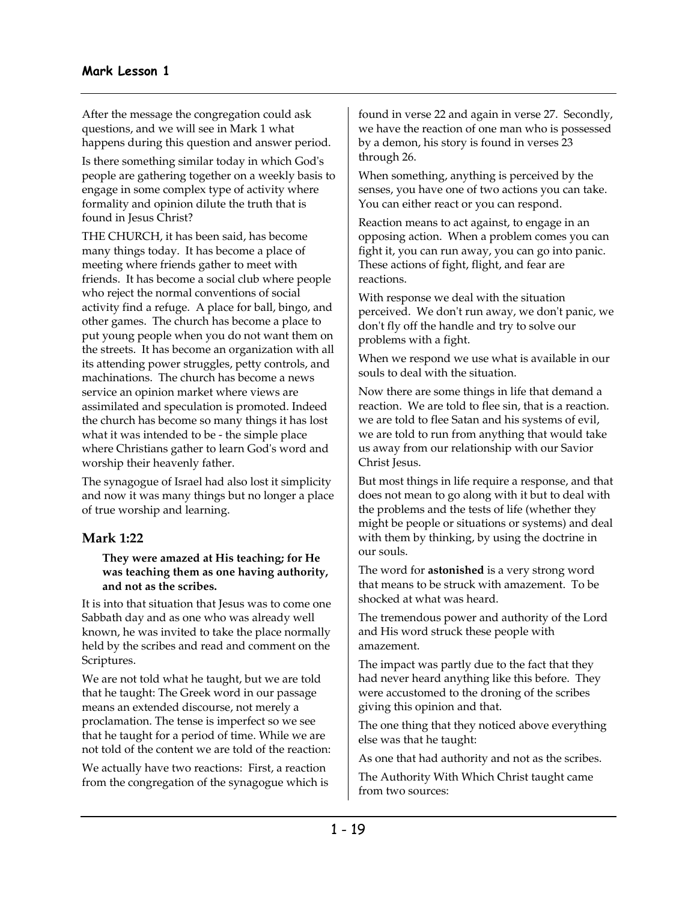After the message the congregation could ask questions, and we will see in Mark 1 what happens during this question and answer period.

Is there something similar today in which God's people are gathering together on a weekly basis to engage in some complex type of activity where formality and opinion dilute the truth that is found in Jesus Christ?

THE CHURCH, it has been said, has become many things today. It has become a place of meeting where friends gather to meet with friends. It has become a social club where people who reject the normal conventions of social activity find a refuge. A place for ball, bingo, and other games. The church has become a place to put young people when you do not want them on the streets. It has become an organization with all its attending power struggles, petty controls, and machinations. The church has become a news service an opinion market where views are assimilated and speculation is promoted. Indeed the church has become so many things it has lost what it was intended to be - the simple place where Christians gather to learn God's word and worship their heavenly father.

The synagogue of Israel had also lost it simplicity and now it was many things but no longer a place of true worship and learning.

## Mark 1:22

> **They were amazed at His teaching; for He was teaching them as one having authority, and not as the scribes.**

It is into that situation that Jesus was to come one Sabbath day and as one who was already well known, he was invited to take the place normally held by the scribes and read and comment on the Scriptures.

We are not told what he taught, but we are told that he taught: The Greek word in our passage means an extended discourse, not merely a proclamation. The tense is imperfect so we see that he taught for a period of time. While we are not told of the content we are told of the reaction:

We actually have two reactions: First, a reaction from the congregation of the synagogue which is found in verse 22 and again in verse 27. Secondly, we have the reaction of one man who is possessed by a demon, his story is found in verses 23 through 26.

When something, anything is perceived by the senses, you have one of two actions you can take. You can either react or you can respond.

Reaction means to act against, to engage in an opposing action. When a problem comes you can fight it, you can run away, you can go into panic. These actions of fight, flight, and fear are reactions.

With response we deal with the situation perceived. We don't run away, we don't panic, we don't fly off the handle and try to solve our problems with a fight.

When we respond we use what is available in our souls to deal with the situation.

Now there are some things in life that demand a reaction. We are told to flee sin, that is a reaction. we are told to flee Satan and his systems of evil, we are told to run from anything that would take us away from our relationship with our Savior Christ Jesus.

But most things in life require a response, and that does not mean to go along with it but to deal with the problems and the tests of life (whether they might be people or situations or systems) and deal with them by thinking, by using the doctrine in our souls.

The word for **astonished** is a very strong word that means to be struck with amazement. To be shocked at what was heard.

The tremendous power and authority of the Lord and His word struck these people with amazement.

The impact was partly due to the fact that they had never heard anything like this before. They were accustomed to the droning of the scribes giving this opinion and that.

The one thing that they noticed above everything else was that he taught:

As one that had authority and not as the scribes.

The Authority With Which Christ taught came from two sources: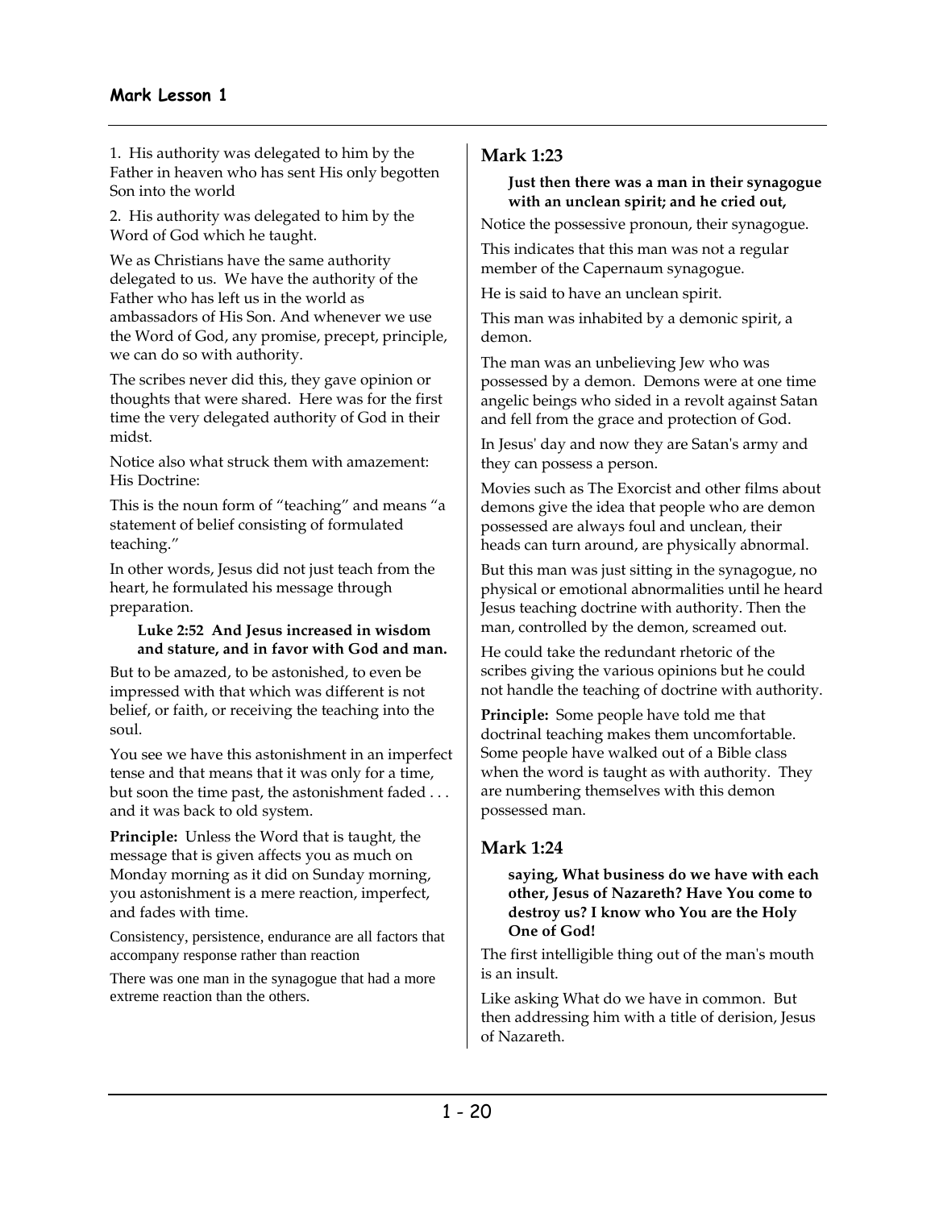1. His authority was delegated to him by the Father in heaven who has sent His only begotten Son into the world

2. His authority was delegated to him by the Word of God which he taught.

We as Christians have the same authority delegated to us. We have the authority of the Father who has left us in the world as ambassadors of His Son. And whenever we use the Word of God, any promise, precept, principle, we can do so with authority.

The scribes never did this, they gave opinion or thoughts that were shared. Here was for the first time the very delegated authority of God in their midst.

Notice also what struck them with amazement: His Doctrine:

This is the noun form of "teaching" and means "a statement of belief consisting of formulated teaching."

In other words, Jesus did not just teach from the heart, he formulated his message through preparation.

> **Luke 2:52 And Jesus increased in wisdom and stature, and in favor with God and man.**

But to be amazed, to be astonished, to even be impressed with that which was different is not belief, or faith, or receiving the teaching into the soul.

You see we have this astonishment in an imperfect tense and that means that it was only for a time, but soon the time past, the astonishment faded . . . and it was back to old system.

**Principle:** Unless the Word that is taught, the message that is given affects you as much on Monday morning as it did on Sunday morning, you astonishment is a mere reaction, imperfect, and fades with time.

Consistency, persistence, endurance are all factors that accompany response rather than reaction

There was one man in the synagogue that had a more extreme reaction than the others.

## Mark 1:23

> **Just then there was a man in their synagogue with an unclean spirit; and he cried out,**

Notice the possessive pronoun, their synagogue.

This indicates that this man was not a regular member of the Capernaum synagogue.

He is said to have an unclean spirit.

This man was inhabited by a demonic spirit, a demon.

The man was an unbelieving Jew who was possessed by a demon. Demons were at one time angelic beings who sided in a revolt against Satan and fell from the grace and protection of God.

In Jesus' day and now they are Satan's army and they can possess a person.

Movies such as The Exorcist and other films about demons give the idea that people who are demon possessed are always foul and unclean, their heads can turn around, are physically abnormal.

But this man was just sitting in the synagogue, no physical or emotional abnormalities until he heard Jesus teaching doctrine with authority. Then the man, controlled by the demon, screamed out.

He could take the redundant rhetoric of the scribes giving the various opinions but he could not handle the teaching of doctrine with authority.

**Principle:** Some people have told me that doctrinal teaching makes them uncomfortable. Some people have walked out of a Bible class when the word is taught as with authority. They are numbering themselves with this demon possessed man.

## Mark 1:24

> **saying, What business do we have with each other, Jesus of Nazareth? Have You come to destroy us? I know who You are the Holy One of God!**

The first intelligible thing out of the man's mouth is an insult.

Like asking What do we have in common. But then addressing him with a title of derision, Jesus of Nazareth.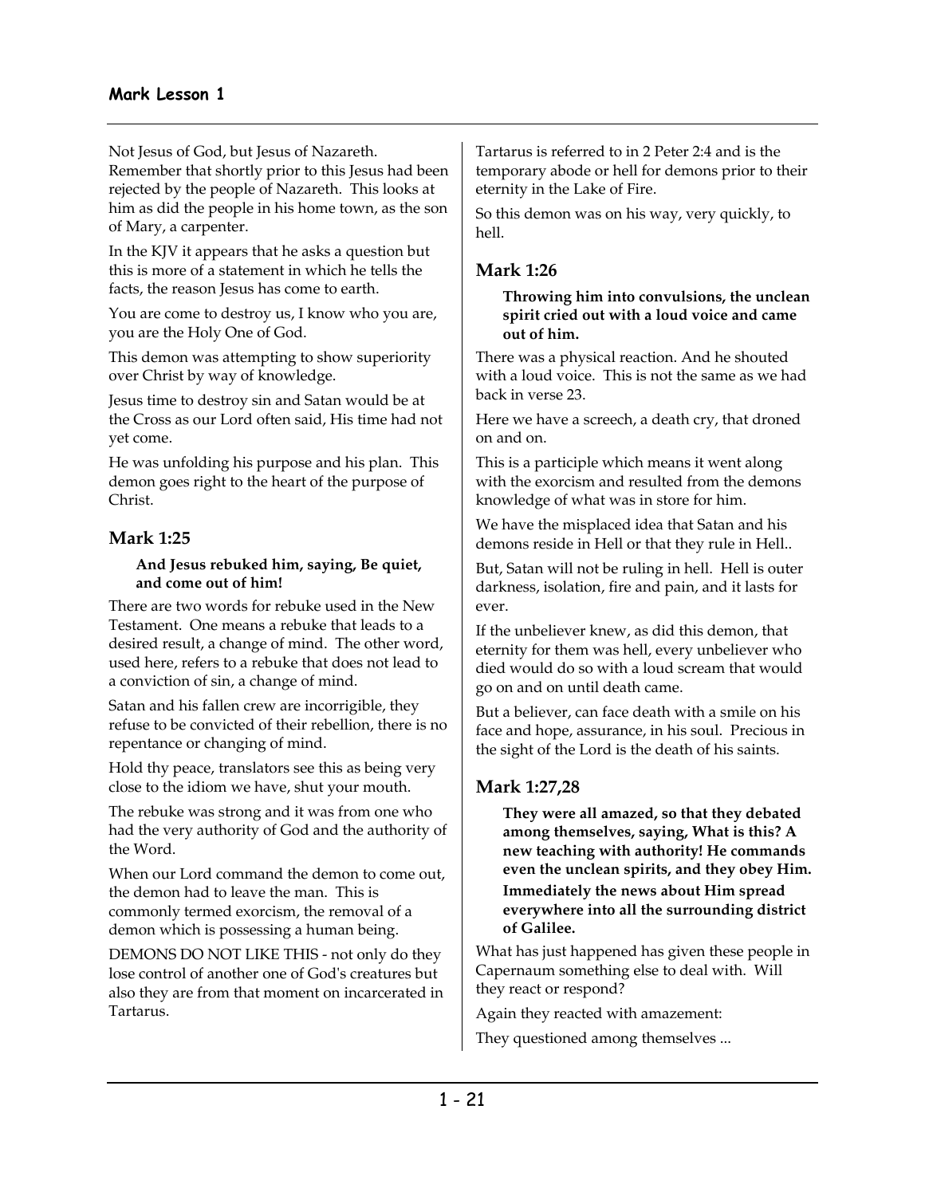Not Jesus of God, but Jesus of Nazareth. Remember that shortly prior to this Jesus had been rejected by the people of Nazareth. This looks at him as did the people in his home town, as the son of Mary, a carpenter.

In the KJV it appears that he asks a question but this is more of a statement in which he tells the facts, the reason Jesus has come to earth.

You are come to destroy us, I know who you are, you are the Holy One of God.

This demon was attempting to show superiority over Christ by way of knowledge.

Jesus time to destroy sin and Satan would be at the Cross as our Lord often said, His time had not yet come.

He was unfolding his purpose and his plan. This demon goes right to the heart of the purpose of Christ.

## Mark 1:25

> **And Jesus rebuked him, saying, Be quiet, and come out of him!**

There are two words for rebuke used in the New Testament. One means a rebuke that leads to a desired result, a change of mind. The other word, used here, refers to a rebuke that does not lead to a conviction of sin, a change of mind.

Satan and his fallen crew are incorrigible, they refuse to be convicted of their rebellion, there is no repentance or changing of mind.

Hold thy peace, translators see this as being very close to the idiom we have, shut your mouth.

The rebuke was strong and it was from one who had the very authority of God and the authority of the Word.

When our Lord command the demon to come out, the demon had to leave the man. This is commonly termed exorcism, the removal of a demon which is possessing a human being.

DEMONS DO NOT LIKE THIS - not only do they lose control of another one of God's creatures but also they are from that moment on incarcerated in Tartarus.

Tartarus is referred to in 2 Peter 2:4 and is the temporary abode or hell for demons prior to their eternity in the Lake of Fire.

So this demon was on his way, very quickly, to hell.

## Mark 1:26

> **Throwing him into convulsions, the unclean spirit cried out with a loud voice and came out of him.**

There was a physical reaction. And he shouted with a loud voice. This is not the same as we had back in verse 23.

Here we have a screech, a death cry, that droned on and on.

This is a participle which means it went along with the exorcism and resulted from the demons knowledge of what was in store for him.

We have the misplaced idea that Satan and his demons reside in Hell or that they rule in Hell..

But, Satan will not be ruling in hell. Hell is outer darkness, isolation, fire and pain, and it lasts for ever.

If the unbeliever knew, as did this demon, that eternity for them was hell, every unbeliever who died would do so with a loud scream that would go on and on until death came.

But a believer, can face death with a smile on his face and hope, assurance, in his soul. Precious in the sight of the Lord is the death of his saints.

## Mark 1:27,28

> **They were all amazed, so that they debated among themselves, saying, What is this? A new teaching with authority! He commands even the unclean spirits, and they obey Him.**
>
> **Immediately the news about Him spread everywhere into all the surrounding district of Galilee.**

What has just happened has given these people in Capernaum something else to deal with. Will they react or respond?

Again they reacted with amazement:

They questioned among themselves ...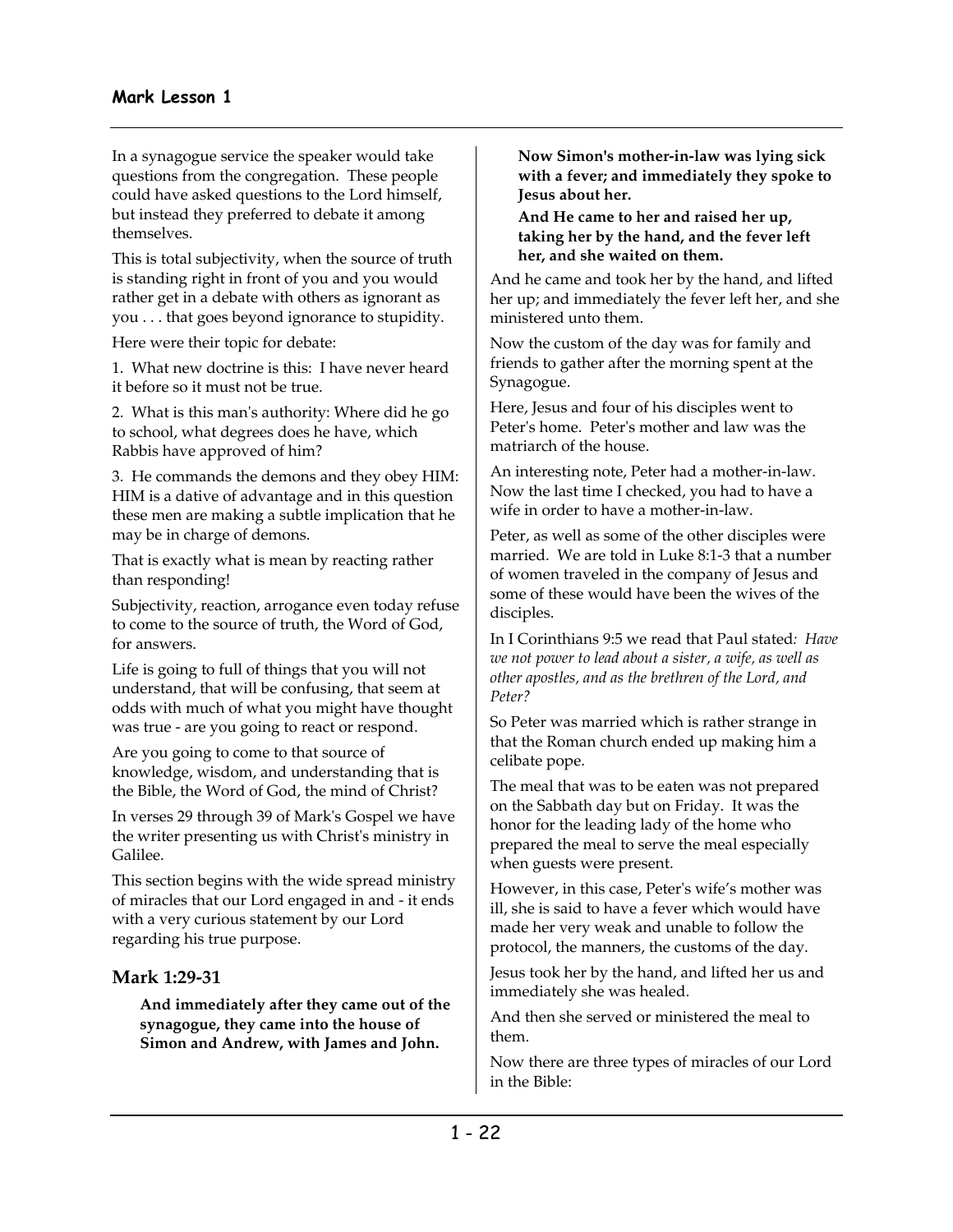In a synagogue service the speaker would take questions from the congregation. These people could have asked questions to the Lord himself, but instead they preferred to debate it among themselves.

This is total subjectivity, when the source of truth is standing right in front of you and you would rather get in a debate with others as ignorant as you . . . that goes beyond ignorance to stupidity.

Here were their topic for debate:

1. What new doctrine is this: I have never heard it before so it must not be true.

2. What is this man's authority: Where did he go to school, what degrees does he have, which Rabbis have approved of him?

3. He commands the demons and they obey HIM: HIM is a dative of advantage and in this question these men are making a subtle implication that he may be in charge of demons.

That is exactly what is mean by reacting rather than responding!

Subjectivity, reaction, arrogance even today refuse to come to the source of truth, the Word of God, for answers.

Life is going to full of things that you will not understand, that will be confusing, that seem at odds with much of what you might have thought was true - are you going to react or respond.

Are you going to come to that source of knowledge, wisdom, and understanding that is the Bible, the Word of God, the mind of Christ?

In verses 29 through 39 of Mark's Gospel we have the writer presenting us with Christ's ministry in Galilee.

This section begins with the wide spread ministry of miracles that our Lord engaged in and - it ends with a very curious statement by our Lord regarding his true purpose.

## Mark 1:29-31

> **And immediately after they came out of the synagogue, they came into the house of Simon and Andrew, with James and John.**
>
> **Now Simon's mother-in-law was lying sick with a fever; and immediately they spoke to Jesus about her.**
>
> **And He came to her and raised her up, taking her by the hand, and the fever left her, and she waited on them.**

And he came and took her by the hand, and lifted her up; and immediately the fever left her, and she ministered unto them.

Now the custom of the day was for family and friends to gather after the morning spent at the Synagogue.

Here, Jesus and four of his disciples went to Peter's home. Peter's mother and law was the matriarch of the house.

An interesting note, Peter had a mother-in-law. Now the last time I checked, you had to have a wife in order to have a mother-in-law.

Peter, as well as some of the other disciples were married. We are told in Luke 8:1-3 that a number of women traveled in the company of Jesus and some of these would have been the wives of the disciples.

In I Corinthians 9:5 we read that Paul stated*: Have we not power to lead about a sister, a wife, as well as other apostles, and as the brethren of the Lord, and Peter?*

So Peter was married which is rather strange in that the Roman church ended up making him a celibate pope.

The meal that was to be eaten was not prepared on the Sabbath day but on Friday. It was the honor for the leading lady of the home who prepared the meal to serve the meal especially when guests were present.

However, in this case, Peter's wife's mother was ill, she is said to have a fever which would have made her very weak and unable to follow the protocol, the manners, the customs of the day.

Jesus took her by the hand, and lifted her us and immediately she was healed.

And then she served or ministered the meal to them.

Now there are three types of miracles of our Lord in the Bible: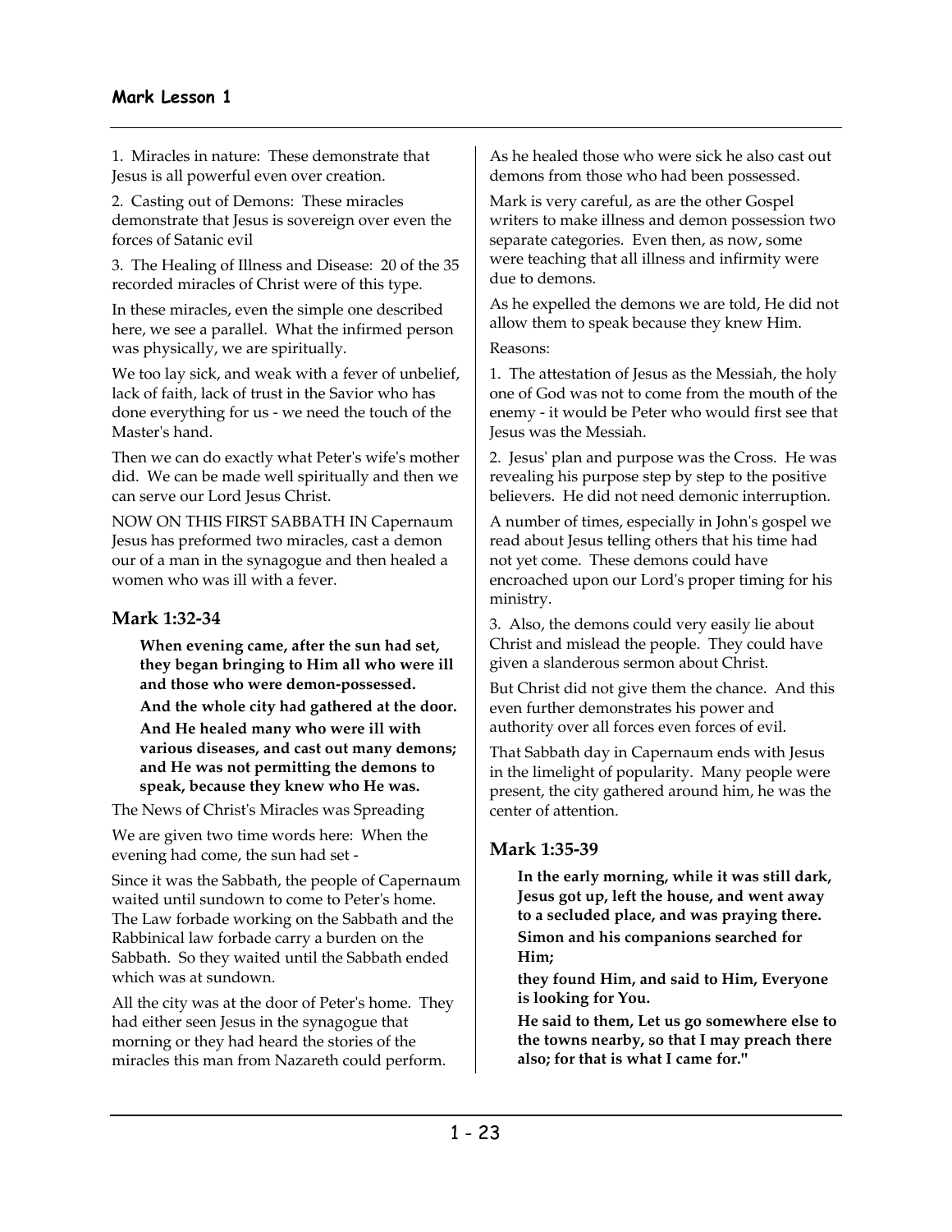1. Miracles in nature: These demonstrate that Jesus is all powerful even over creation.

2. Casting out of Demons: These miracles demonstrate that Jesus is sovereign over even the forces of Satanic evil

3. The Healing of Illness and Disease: 20 of the 35 recorded miracles of Christ were of this type.

In these miracles, even the simple one described here, we see a parallel. What the infirmed person was physically, we are spiritually.

We too lay sick, and weak with a fever of unbelief, lack of faith, lack of trust in the Savior who has done everything for us - we need the touch of the Master's hand.

Then we can do exactly what Peter's wife's mother did. We can be made well spiritually and then we can serve our Lord Jesus Christ.

NOW ON THIS FIRST SABBATH IN Capernaum Jesus has preformed two miracles, cast a demon our of a man in the synagogue and then healed a women who was ill with a fever.

## Mark 1:32-34

> **When evening came, after the sun had set, they began bringing to Him all who were ill and those who were demon-possessed.**
>
> **And the whole city had gathered at the door.**
>
> **And He healed many who were ill with various diseases, and cast out many demons; and He was not permitting the demons to speak, because they knew who He was.**

The News of Christ's Miracles was Spreading

We are given two time words here: When the evening had come, the sun had set -

Since it was the Sabbath, the people of Capernaum waited until sundown to come to Peter's home. The Law forbade working on the Sabbath and the Rabbinical law forbade carry a burden on the Sabbath. So they waited until the Sabbath ended which was at sundown.

All the city was at the door of Peter's home. They had either seen Jesus in the synagogue that morning or they had heard the stories of the miracles this man from Nazareth could perform.

As he healed those who were sick he also cast out demons from those who had been possessed.

Mark is very careful, as are the other Gospel writers to make illness and demon possession two separate categories. Even then, as now, some were teaching that all illness and infirmity were due to demons.

As he expelled the demons we are told, He did not allow them to speak because they knew Him.

Reasons:

1. The attestation of Jesus as the Messiah, the holy one of God was not to come from the mouth of the enemy - it would be Peter who would first see that Jesus was the Messiah.

2. Jesus' plan and purpose was the Cross. He was revealing his purpose step by step to the positive believers. He did not need demonic interruption.

A number of times, especially in John's gospel we read about Jesus telling others that his time had not yet come. These demons could have encroached upon our Lord's proper timing for his ministry.

3. Also, the demons could very easily lie about Christ and mislead the people. They could have given a slanderous sermon about Christ.

But Christ did not give them the chance. And this even further demonstrates his power and authority over all forces even forces of evil.

That Sabbath day in Capernaum ends with Jesus in the limelight of popularity. Many people were present, the city gathered around him, he was the center of attention.

## Mark 1:35-39

> **In the early morning, while it was still dark, Jesus got up, left the house, and went away to a secluded place, and was praying there.**
>
> **Simon and his companions searched for Him;**
>
> **they found Him, and said to Him, Everyone is looking for You.**
>
> **He said to them, Let us go somewhere else to the towns nearby, so that I may preach there also; for that is what I came for."**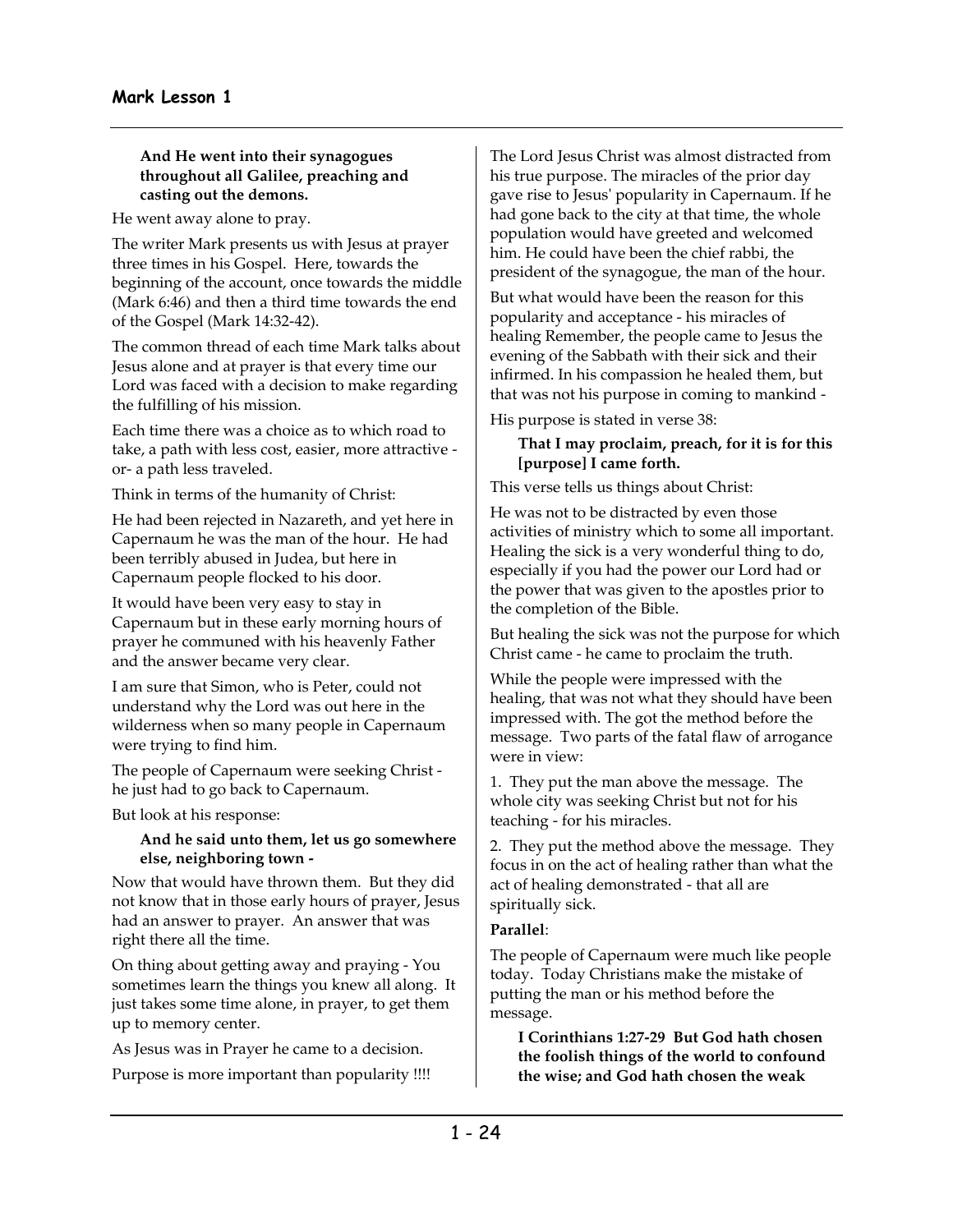**And He went into their synagogues throughout all Galilee, preaching and casting out the demons.**

He went away alone to pray.

The writer Mark presents us with Jesus at prayer three times in his Gospel. Here, towards the beginning of the account, once towards the middle (Mark 6:46) and then a third time towards the end of the Gospel (Mark 14:32-42).

The common thread of each time Mark talks about Jesus alone and at prayer is that every time our Lord was faced with a decision to make regarding the fulfilling of his mission.

Each time there was a choice as to which road to take, a path with less cost, easier, more attractive - or- a path less traveled.

Think in terms of the humanity of Christ:

He had been rejected in Nazareth, and yet here in Capernaum he was the man of the hour. He had been terribly abused in Judea, but here in Capernaum people flocked to his door.

It would have been very easy to stay in Capernaum but in these early morning hours of prayer he communed with his heavenly Father and the answer became very clear.

I am sure that Simon, who is Peter, could not understand why the Lord was out here in the wilderness when so many people in Capernaum were trying to find him.

The people of Capernaum were seeking Christ - he just had to go back to Capernaum.

But look at his response:

**And he said unto them, let us go somewhere else, neighboring town -**

Now that would have thrown them. But they did not know that in those early hours of prayer, Jesus had an answer to prayer. An answer that was right there all the time.

On thing about getting away and praying - You sometimes learn the things you knew all along. It just takes some time alone, in prayer, to get them up to memory center.

As Jesus was in Prayer he came to a decision.

Purpose is more important than popularity !!!!

The Lord Jesus Christ was almost distracted from his true purpose. The miracles of the prior day gave rise to Jesus' popularity in Capernaum. If he had gone back to the city at that time, the whole population would have greeted and welcomed him. He could have been the chief rabbi, the president of the synagogue, the man of the hour.

But what would have been the reason for this popularity and acceptance - his miracles of healing Remember, the people came to Jesus the evening of the Sabbath with their sick and their infirmed. In his compassion he healed them, but that was not his purpose in coming to mankind -

His purpose is stated in verse 38:

**That I may proclaim, preach, for it is for this [purpose] I came forth.**

This verse tells us things about Christ:

He was not to be distracted by even those activities of ministry which to some all important. Healing the sick is a very wonderful thing to do, especially if you had the power our Lord had or the power that was given to the apostles prior to the completion of the Bible.

But healing the sick was not the purpose for which Christ came - he came to proclaim the truth.

While the people were impressed with the healing, that was not what they should have been impressed with. The got the method before the message. Two parts of the fatal flaw of arrogance were in view:

1. They put the man above the message. The whole city was seeking Christ but not for his teaching - for his miracles.

2. They put the method above the message. They focus in on the act of healing rather than what the act of healing demonstrated - that all are spiritually sick.

**Parallel**:

The people of Capernaum were much like people today. Today Christians make the mistake of putting the man or his method before the message.

**I Corinthians 1:27-29 But God hath chosen the foolish things of the world to confound the wise; and God hath chosen the weak**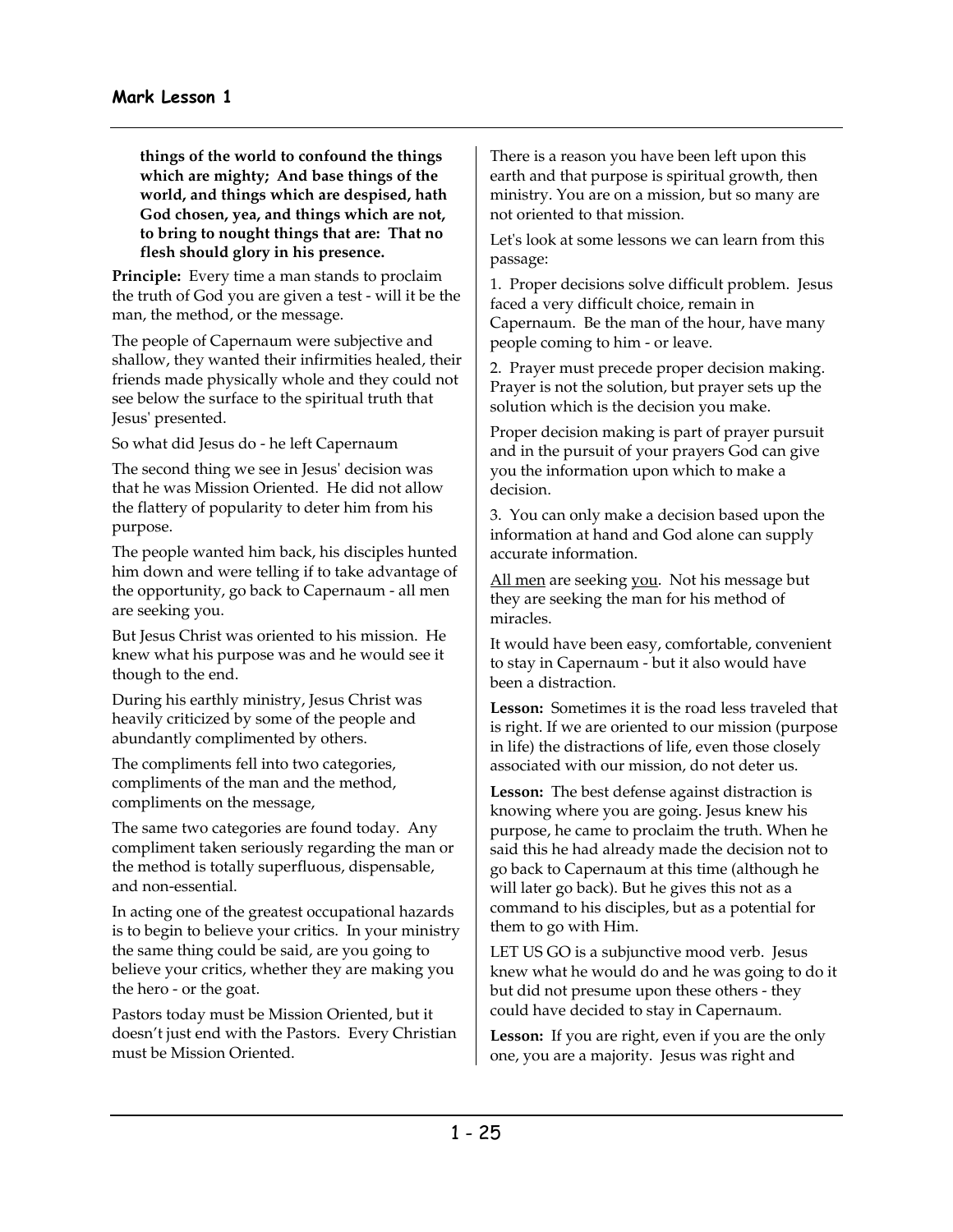**things of the world to confound the things which are mighty; And base things of the world, and things which are despised, hath God chosen, yea, and things which are not, to bring to nought things that are: That no flesh should glory in his presence.**

**Principle:** Every time a man stands to proclaim the truth of God you are given a test - will it be the man, the method, or the message.

The people of Capernaum were subjective and shallow, they wanted their infirmities healed, their friends made physically whole and they could not see below the surface to the spiritual truth that Jesus' presented.

So what did Jesus do - he left Capernaum

The second thing we see in Jesus' decision was that he was Mission Oriented. He did not allow the flattery of popularity to deter him from his purpose.

The people wanted him back, his disciples hunted him down and were telling if to take advantage of the opportunity, go back to Capernaum - all men are seeking you.

But Jesus Christ was oriented to his mission. He knew what his purpose was and he would see it though to the end.

During his earthly ministry, Jesus Christ was heavily criticized by some of the people and abundantly complimented by others.

The compliments fell into two categories, compliments of the man and the method, compliments on the message,

The same two categories are found today. Any compliment taken seriously regarding the man or the method is totally superfluous, dispensable, and non-essential.

In acting one of the greatest occupational hazards is to begin to believe your critics. In your ministry the same thing could be said, are you going to believe your critics, whether they are making you the hero - or the goat.

Pastors today must be Mission Oriented, but it doesn't just end with the Pastors. Every Christian must be Mission Oriented.

There is a reason you have been left upon this earth and that purpose is spiritual growth, then ministry. You are on a mission, but so many are not oriented to that mission.

Let's look at some lessons we can learn from this passage:

1. Proper decisions solve difficult problem. Jesus faced a very difficult choice, remain in Capernaum. Be the man of the hour, have many people coming to him - or leave.

2. Prayer must precede proper decision making. Prayer is not the solution, but prayer sets up the solution which is the decision you make.

Proper decision making is part of prayer pursuit and in the pursuit of your prayers God can give you the information upon which to make a decision.

3. You can only make a decision based upon the information at hand and God alone can supply accurate information.

<u>All men</u> are seeking <u>you</u>. Not his message but they are seeking the man for his method of miracles.

It would have been easy, comfortable, convenient to stay in Capernaum - but it also would have been a distraction.

**Lesson:** Sometimes it is the road less traveled that is right. If we are oriented to our mission (purpose in life) the distractions of life, even those closely associated with our mission, do not deter us.

**Lesson:** The best defense against distraction is knowing where you are going. Jesus knew his purpose, he came to proclaim the truth. When he said this he had already made the decision not to go back to Capernaum at this time (although he will later go back). But he gives this not as a command to his disciples, but as a potential for them to go with Him.

LET US GO is a subjunctive mood verb. Jesus knew what he would do and he was going to do it but did not presume upon these others - they could have decided to stay in Capernaum.

**Lesson:** If you are right, even if you are the only one, you are a majority. Jesus was right and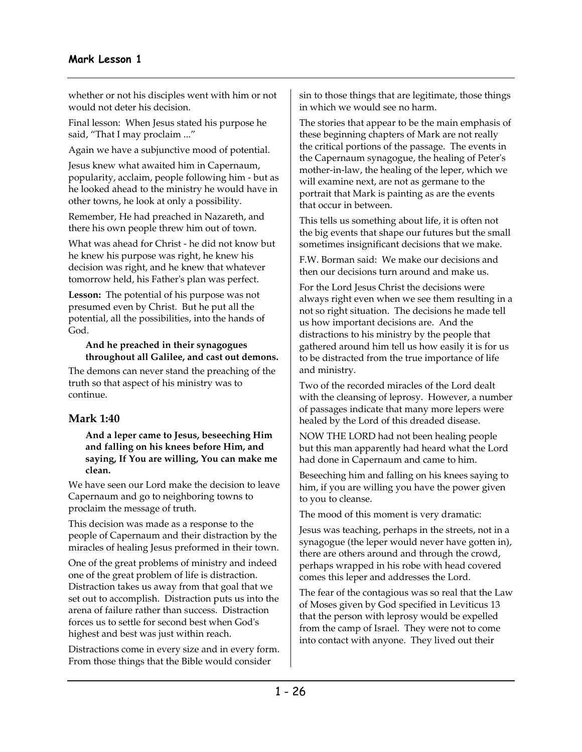whether or not his disciples went with him or not would not deter his decision.

Final lesson: When Jesus stated his purpose he said, "That I may proclaim ..."

Again we have a subjunctive mood of potential.

Jesus knew what awaited him in Capernaum, popularity, acclaim, people following him - but as he looked ahead to the ministry he would have in other towns, he look at only a possibility.

Remember, He had preached in Nazareth, and there his own people threw him out of town.

What was ahead for Christ - he did not know but he knew his purpose was right, he knew his decision was right, and he knew that whatever tomorrow held, his Father's plan was perfect.

**Lesson:** The potential of his purpose was not presumed even by Christ. But he put all the potential, all the possibilities, into the hands of God.

> **And he preached in their synagogues throughout all Galilee, and cast out demons.**

The demons can never stand the preaching of the truth so that aspect of his ministry was to continue.

## Mark 1:40

> **And a leper came to Jesus, beseeching Him and falling on his knees before Him, and saying, If You are willing, You can make me clean.**

We have seen our Lord make the decision to leave Capernaum and go to neighboring towns to proclaim the message of truth.

This decision was made as a response to the people of Capernaum and their distraction by the miracles of healing Jesus preformed in their town.

One of the great problems of ministry and indeed one of the great problem of life is distraction. Distraction takes us away from that goal that we set out to accomplish. Distraction puts us into the arena of failure rather than success. Distraction forces us to settle for second best when God's highest and best was just within reach.

Distractions come in every size and in every form. From those things that the Bible would consider sin to those things that are legitimate, those things in which we would see no harm.

The stories that appear to be the main emphasis of these beginning chapters of Mark are not really the critical portions of the passage. The events in the Capernaum synagogue, the healing of Peter's mother-in-law, the healing of the leper, which we will examine next, are not as germane to the portrait that Mark is painting as are the events that occur in between.

This tells us something about life, it is often not the big events that shape our futures but the small sometimes insignificant decisions that we make.

F.W. Borman said: We make our decisions and then our decisions turn around and make us.

For the Lord Jesus Christ the decisions were always right even when we see them resulting in a not so right situation. The decisions he made tell us how important decisions are. And the distractions to his ministry by the people that gathered around him tell us how easily it is for us to be distracted from the true importance of life and ministry.

Two of the recorded miracles of the Lord dealt with the cleansing of leprosy. However, a number of passages indicate that many more lepers were healed by the Lord of this dreaded disease.

NOW THE LORD had not been healing people but this man apparently had heard what the Lord had done in Capernaum and came to him.

Beseeching him and falling on his knees saying to him, if you are willing you have the power given to you to cleanse.

The mood of this moment is very dramatic:

Jesus was teaching, perhaps in the streets, not in a synagogue (the leper would never have gotten in), there are others around and through the crowd, perhaps wrapped in his robe with head covered comes this leper and addresses the Lord.

The fear of the contagious was so real that the Law of Moses given by God specified in Leviticus 13 that the person with leprosy would be expelled from the camp of Israel. They were not to come into contact with anyone. They lived out their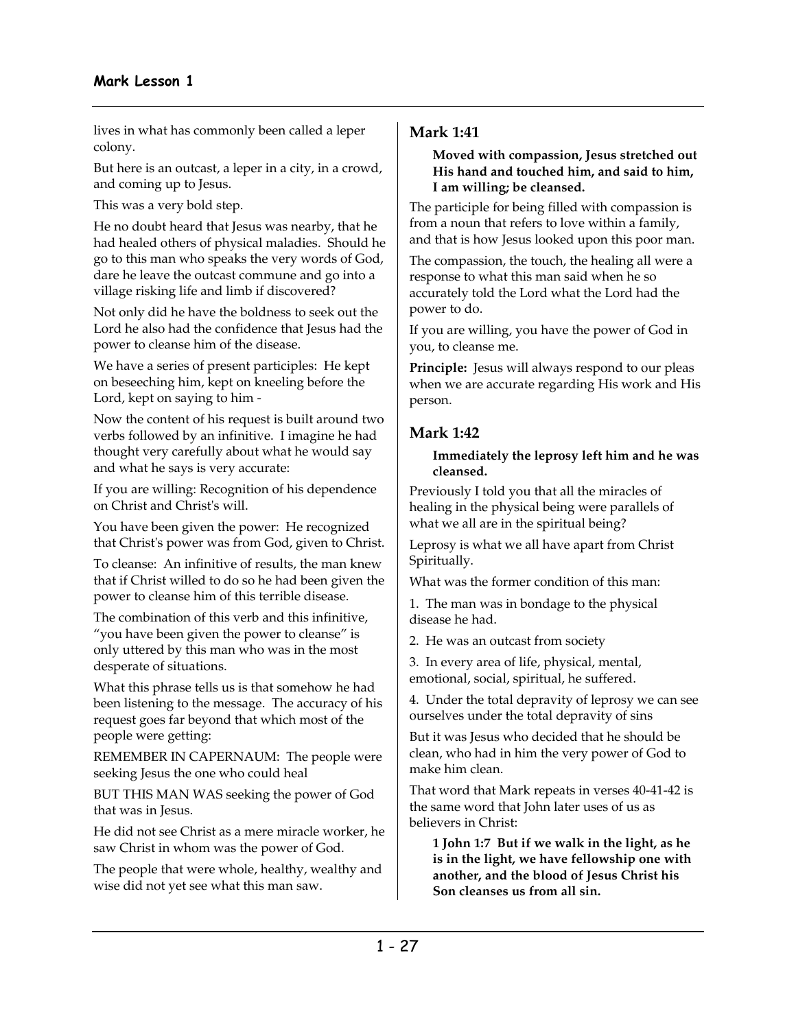lives in what has commonly been called a leper colony.

But here is an outcast, a leper in a city, in a crowd, and coming up to Jesus.

This was a very bold step.

He no doubt heard that Jesus was nearby, that he had healed others of physical maladies. Should he go to this man who speaks the very words of God, dare he leave the outcast commune and go into a village risking life and limb if discovered?

Not only did he have the boldness to seek out the Lord he also had the confidence that Jesus had the power to cleanse him of the disease.

We have a series of present participles: He kept on beseeching him, kept on kneeling before the Lord, kept on saying to him -

Now the content of his request is built around two verbs followed by an infinitive. I imagine he had thought very carefully about what he would say and what he says is very accurate:

If you are willing: Recognition of his dependence on Christ and Christ's will.

You have been given the power: He recognized that Christ's power was from God, given to Christ.

To cleanse: An infinitive of results, the man knew that if Christ willed to do so he had been given the power to cleanse him of this terrible disease.

The combination of this verb and this infinitive, "you have been given the power to cleanse" is only uttered by this man who was in the most desperate of situations.

What this phrase tells us is that somehow he had been listening to the message. The accuracy of his request goes far beyond that which most of the people were getting:

REMEMBER IN CAPERNAUM: The people were seeking Jesus the one who could heal

BUT THIS MAN WAS seeking the power of God that was in Jesus.

He did not see Christ as a mere miracle worker, he saw Christ in whom was the power of God.

The people that were whole, healthy, wealthy and wise did not yet see what this man saw.

## Mark 1:41

> **Moved with compassion, Jesus stretched out His hand and touched him, and said to him, I am willing; be cleansed.**

The participle for being filled with compassion is from a noun that refers to love within a family, and that is how Jesus looked upon this poor man.

The compassion, the touch, the healing all were a response to what this man said when he so accurately told the Lord what the Lord had the power to do.

If you are willing, you have the power of God in you, to cleanse me.

**Principle:** Jesus will always respond to our pleas when we are accurate regarding His work and His person.

## Mark 1:42

> **Immediately the leprosy left him and he was cleansed.**

Previously I told you that all the miracles of healing in the physical being were parallels of what we all are in the spiritual being?

Leprosy is what we all have apart from Christ Spiritually.

What was the former condition of this man:

1. The man was in bondage to the physical disease he had.

2. He was an outcast from society

3. In every area of life, physical, mental, emotional, social, spiritual, he suffered.

4. Under the total depravity of leprosy we can see ourselves under the total depravity of sins

But it was Jesus who decided that he should be clean, who had in him the very power of God to make him clean.

That word that Mark repeats in verses 40-41-42 is the same word that John later uses of us as believers in Christ:

> **1 John 1:7 But if we walk in the light, as he is in the light, we have fellowship one with another, and the blood of Jesus Christ his Son cleanses us from all sin.**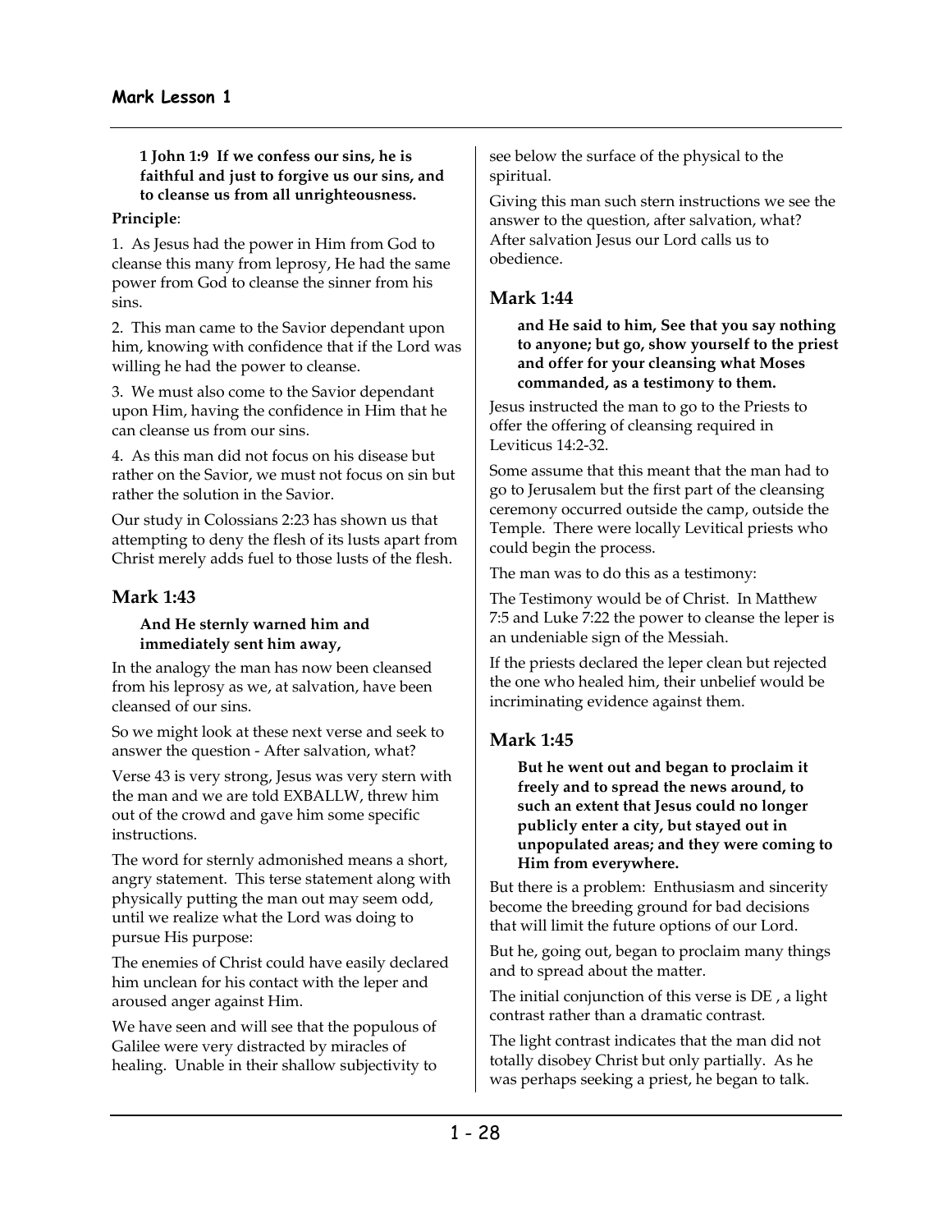**1 John 1:9 If we confess our sins, he is faithful and just to forgive us our sins, and to cleanse us from all unrighteousness.**

**Principle**:

1. As Jesus had the power in Him from God to cleanse this many from leprosy, He had the same power from God to cleanse the sinner from his sins.

2. This man came to the Savior dependant upon him, knowing with confidence that if the Lord was willing he had the power to cleanse.

3. We must also come to the Savior dependant upon Him, having the confidence in Him that he can cleanse us from our sins.

4. As this man did not focus on his disease but rather on the Savior, we must not focus on sin but rather the solution in the Savior.

Our study in Colossians 2:23 has shown us that attempting to deny the flesh of its lusts apart from Christ merely adds fuel to those lusts of the flesh.

## Mark 1:43

**And He sternly warned him and immediately sent him away,**

In the analogy the man has now been cleansed from his leprosy as we, at salvation, have been cleansed of our sins.

So we might look at these next verse and seek to answer the question - After salvation, what?

Verse 43 is very strong, Jesus was very stern with the man and we are told EXBALLW, threw him out of the crowd and gave him some specific instructions.

The word for sternly admonished means a short, angry statement. This terse statement along with physically putting the man out may seem odd, until we realize what the Lord was doing to pursue His purpose:

The enemies of Christ could have easily declared him unclean for his contact with the leper and aroused anger against Him.

We have seen and will see that the populous of Galilee were very distracted by miracles of healing. Unable in their shallow subjectivity to see below the surface of the physical to the spiritual.

Giving this man such stern instructions we see the answer to the question, after salvation, what? After salvation Jesus our Lord calls us to obedience.

## Mark 1:44

**and He said to him, See that you say nothing to anyone; but go, show yourself to the priest and offer for your cleansing what Moses commanded, as a testimony to them.**

Jesus instructed the man to go to the Priests to offer the offering of cleansing required in Leviticus 14:2-32.

Some assume that this meant that the man had to go to Jerusalem but the first part of the cleansing ceremony occurred outside the camp, outside the Temple. There were locally Levitical priests who could begin the process.

The man was to do this as a testimony:

The Testimony would be of Christ. In Matthew 7:5 and Luke 7:22 the power to cleanse the leper is an undeniable sign of the Messiah.

If the priests declared the leper clean but rejected the one who healed him, their unbelief would be incriminating evidence against them.

## Mark 1:45

**But he went out and began to proclaim it freely and to spread the news around, to such an extent that Jesus could no longer publicly enter a city, but stayed out in unpopulated areas; and they were coming to Him from everywhere.**

But there is a problem: Enthusiasm and sincerity become the breeding ground for bad decisions that will limit the future options of our Lord.

But he, going out, began to proclaim many things and to spread about the matter.

The initial conjunction of this verse is DE , a light contrast rather than a dramatic contrast.

The light contrast indicates that the man did not totally disobey Christ but only partially. As he was perhaps seeking a priest, he began to talk.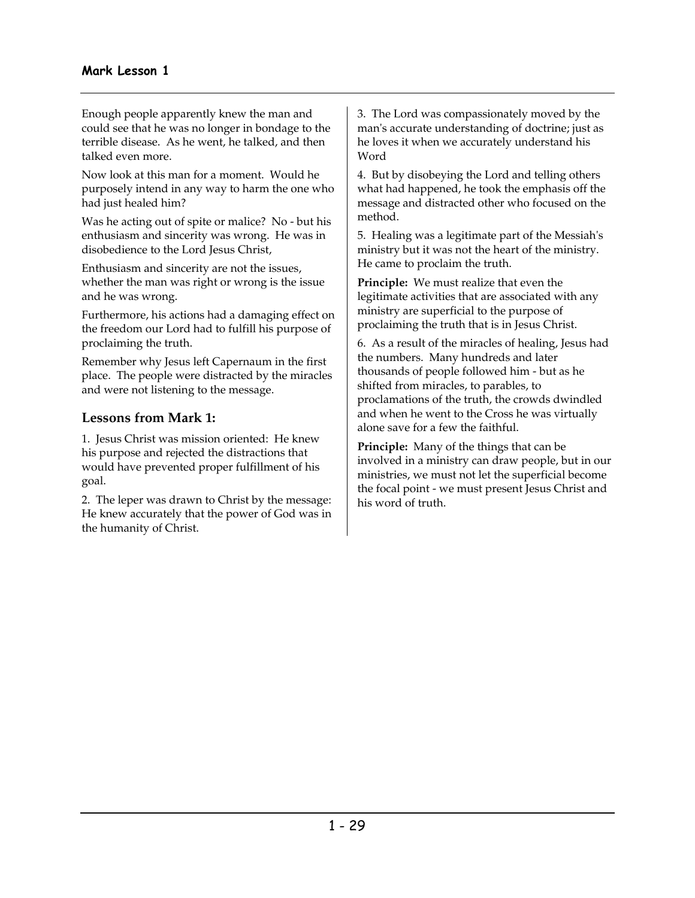Enough people apparently knew the man and could see that he was no longer in bondage to the terrible disease. As he went, he talked, and then talked even more.

Now look at this man for a moment. Would he purposely intend in any way to harm the one who had just healed him?

Was he acting out of spite or malice? No - but his enthusiasm and sincerity was wrong. He was in disobedience to the Lord Jesus Christ,

Enthusiasm and sincerity are not the issues, whether the man was right or wrong is the issue and he was wrong.

Furthermore, his actions had a damaging effect on the freedom our Lord had to fulfill his purpose of proclaiming the truth.

Remember why Jesus left Capernaum in the first place. The people were distracted by the miracles and were not listening to the message.

## Lessons from Mark 1:

1. Jesus Christ was mission oriented: He knew his purpose and rejected the distractions that would have prevented proper fulfillment of his goal.

2. The leper was drawn to Christ by the message: He knew accurately that the power of God was in the humanity of Christ.

3. The Lord was compassionately moved by the man's accurate understanding of doctrine; just as he loves it when we accurately understand his Word

4. But by disobeying the Lord and telling others what had happened, he took the emphasis off the message and distracted other who focused on the method.

5. Healing was a legitimate part of the Messiah's ministry but it was not the heart of the ministry. He came to proclaim the truth.

**Principle:** We must realize that even the legitimate activities that are associated with any ministry are superficial to the purpose of proclaiming the truth that is in Jesus Christ.

6. As a result of the miracles of healing, Jesus had the numbers. Many hundreds and later thousands of people followed him - but as he shifted from miracles, to parables, to proclamations of the truth, the crowds dwindled and when he went to the Cross he was virtually alone save for a few the faithful.

**Principle:** Many of the things that can be involved in a ministry can draw people, but in our ministries, we must not let the superficial become the focal point - we must present Jesus Christ and his word of truth.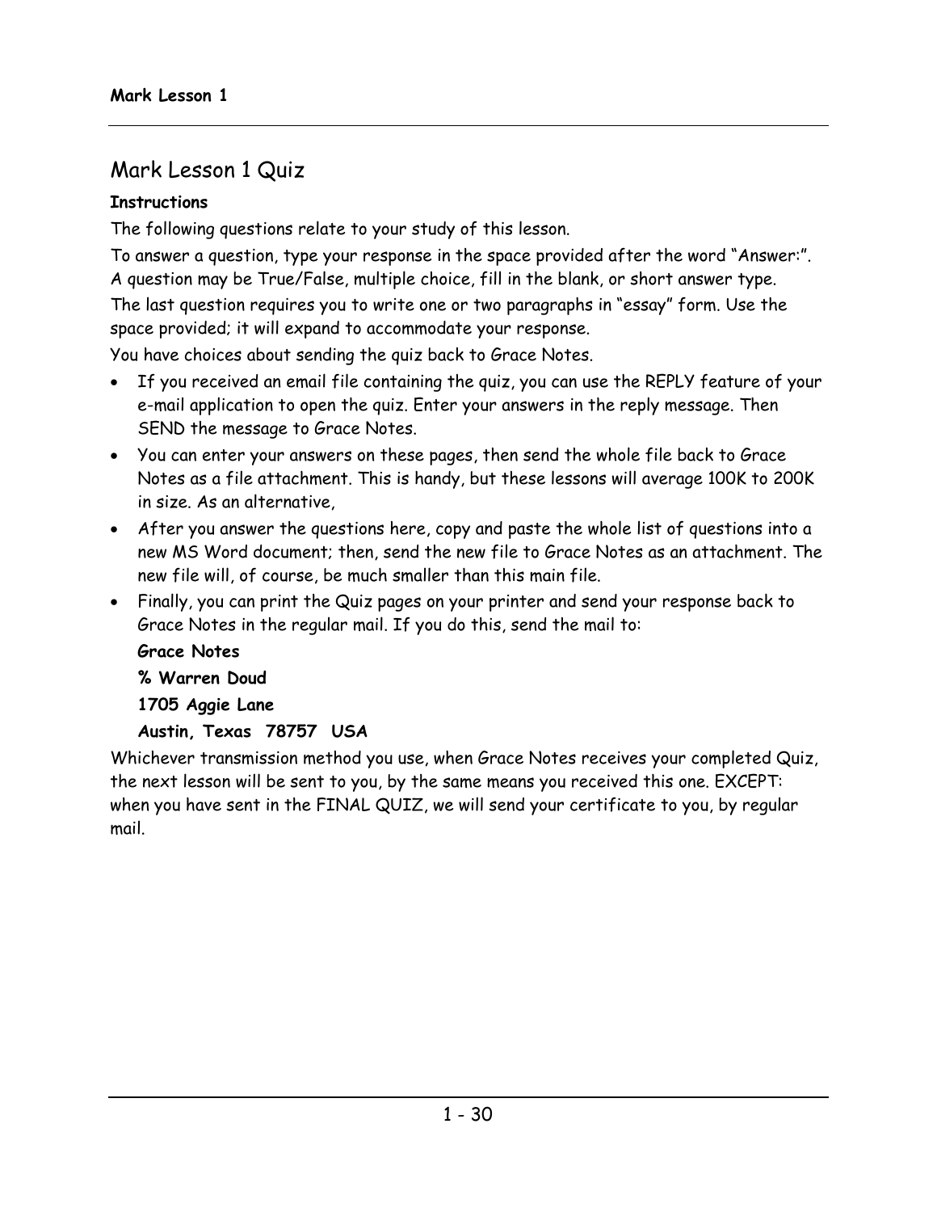# Mark Lesson 1 Quiz

**Instructions**

The following questions relate to your study of this lesson.

To answer a question, type your response in the space provided after the word "Answer:". A question may be True/False, multiple choice, fill in the blank, or short answer type.

The last question requires you to write one or two paragraphs in "essay" form. Use the space provided; it will expand to accommodate your response.

You have choices about sending the quiz back to Grace Notes.

- If you received an email file containing the quiz, you can use the REPLY feature of your e-mail application to open the quiz. Enter your answers in the reply message. Then SEND the message to Grace Notes.
- You can enter your answers on these pages, then send the whole file back to Grace Notes as a file attachment. This is handy, but these lessons will average 100K to 200K in size. As an alternative,
- After you answer the questions here, copy and paste the whole list of questions into a new MS Word document; then, send the new file to Grace Notes as an attachment. The new file will, of course, be much smaller than this main file.
- Finally, you can print the Quiz pages on your printer and send your response back to Grace Notes in the regular mail. If you do this, send the mail to:

  **Grace Notes**

  **% Warren Doud**

  **1705 Aggie Lane**

  **Austin, Texas 78757 USA**

Whichever transmission method you use, when Grace Notes receives your completed Quiz, the next lesson will be sent to you, by the same means you received this one. EXCEPT: when you have sent in the FINAL QUIZ, we will send your certificate to you, by regular mail.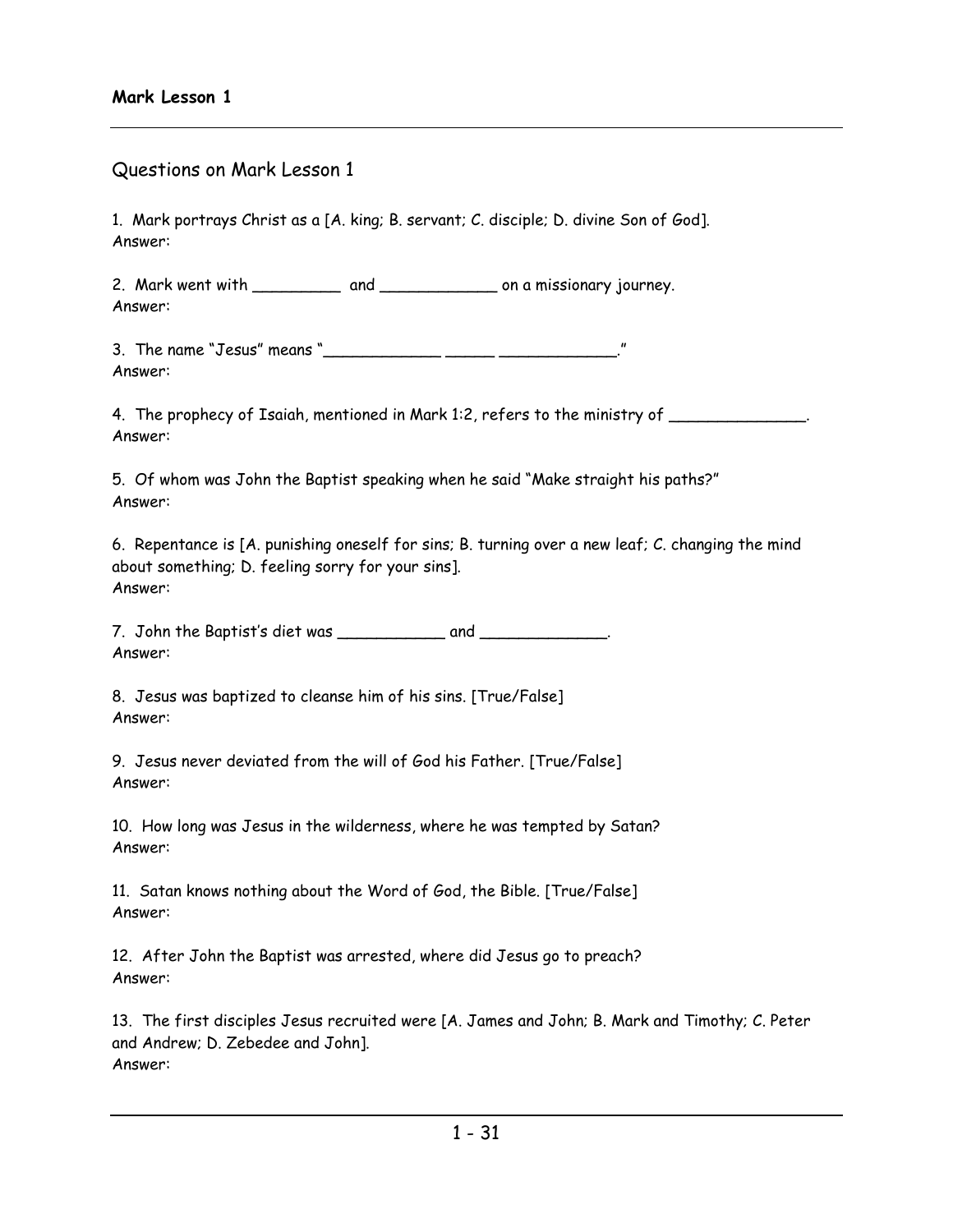**Mark Lesson 1**

## Questions on Mark Lesson 1

1. Mark portrays Christ as a [A. king; B. servant; C. disciple; D. divine Son of God].
Answer:

2. Mark went with _________ and ____________ on a missionary journey.
Answer:

3. The name "Jesus" means "____________ _____ ____________."
Answer:

4. The prophecy of Isaiah, mentioned in Mark 1:2, refers to the ministry of ______________.
Answer:

5. Of whom was John the Baptist speaking when he said "Make straight his paths?"
Answer:

6. Repentance is [A. punishing oneself for sins; B. turning over a new leaf; C. changing the mind about something; D. feeling sorry for your sins].
Answer:

7. John the Baptist's diet was ___________ and _____________.
Answer:

8. Jesus was baptized to cleanse him of his sins. [True/False]
Answer:

9. Jesus never deviated from the will of God his Father. [True/False]
Answer:

10. How long was Jesus in the wilderness, where he was tempted by Satan?
Answer:

11. Satan knows nothing about the Word of God, the Bible. [True/False]
Answer:

12. After John the Baptist was arrested, where did Jesus go to preach?
Answer:

13. The first disciples Jesus recruited were [A. James and John; B. Mark and Timothy; C. Peter and Andrew; D. Zebedee and John].
Answer: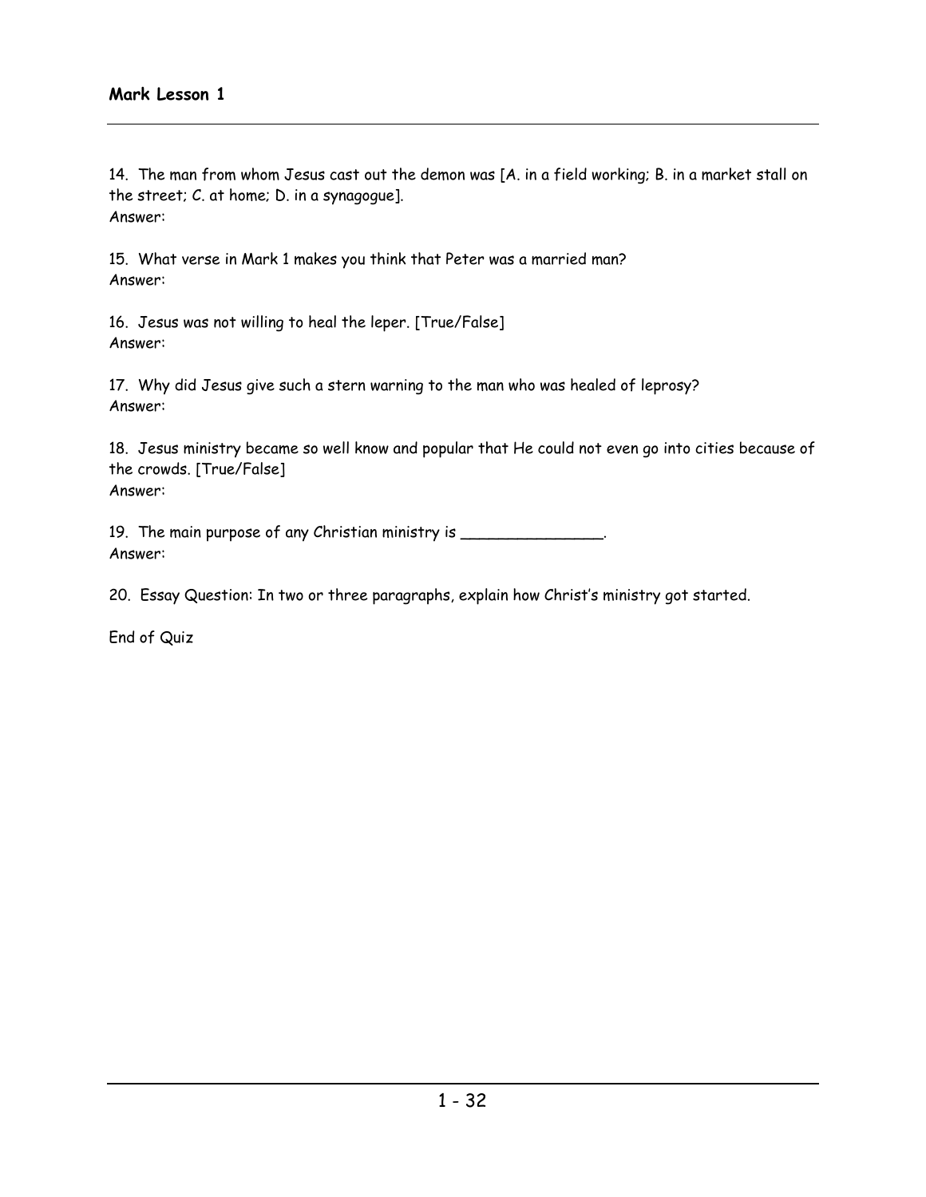14. The man from whom Jesus cast out the demon was [A. in a field working; B. in a market stall on the street; C. at home; D. in a synagogue].
Answer:

15. What verse in Mark 1 makes you think that Peter was a married man?
Answer:

16. Jesus was not willing to heal the leper. [True/False]
Answer:

17. Why did Jesus give such a stern warning to the man who was healed of leprosy?
Answer:

18. Jesus ministry became so well know and popular that He could not even go into cities because of the crowds. [True/False]
Answer:

19. The main purpose of any Christian ministry is _______________.
Answer:

20. Essay Question: In two or three paragraphs, explain how Christ's ministry got started.

End of Quiz